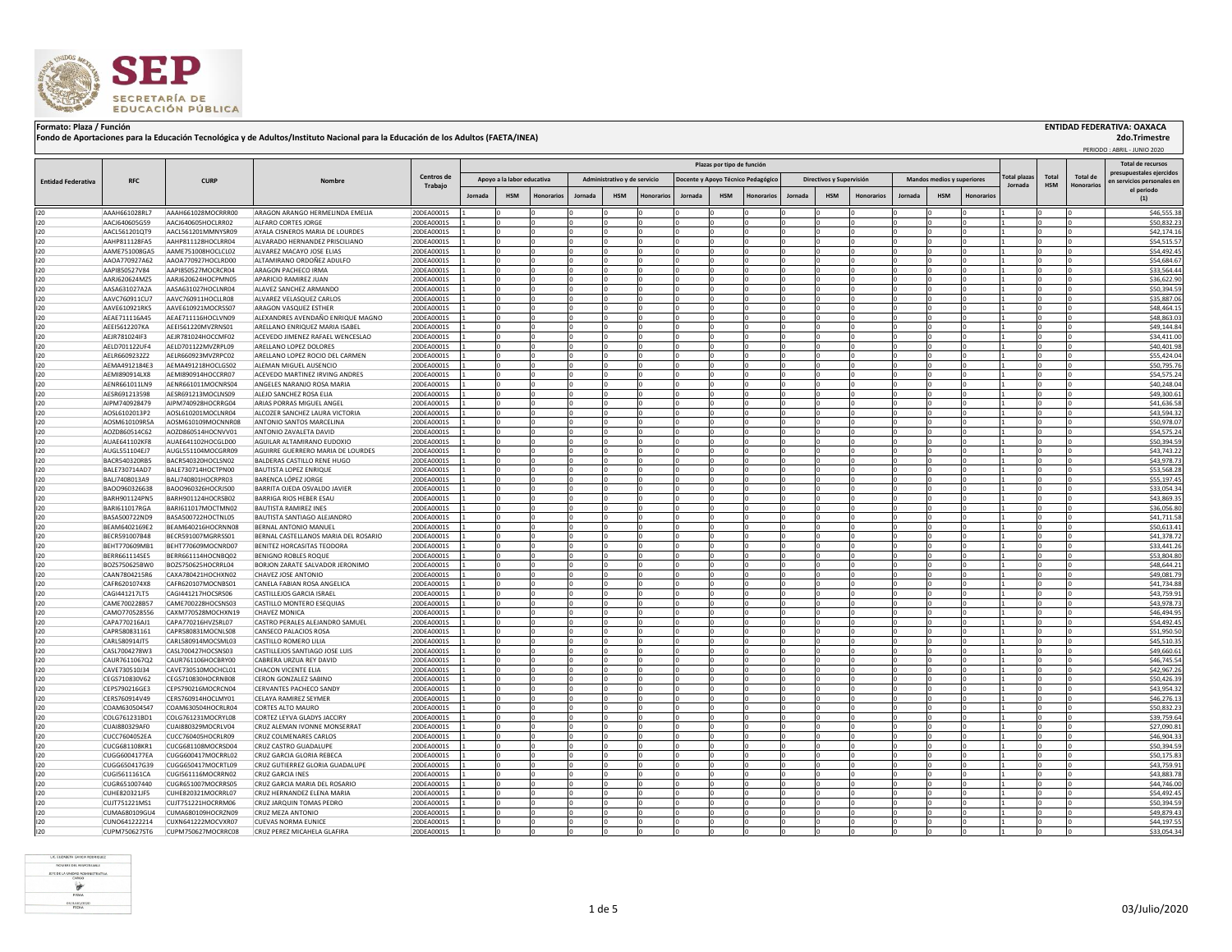**Formato: Plaza / Función**

**Fondo de Aportaciones para la Educación Tecnológica y de Adultos/Instituto Nacional para la Educación de los Adultos (FAETA/INEA)**

**ENTIDAD FEDERATIVA: OAXACA**

**2do.Trimestre**

PERIODO : ABRIL - JUNIO 2020

| Entidad Federativa | RFC | CURP | Nombre | Centros de Trabajo | Plazas por tipo de función | | | | | | | | | | | | | | | Total plazas Jornada | Total HSM | Total de Honorarios | Total de recursos presupuestales ejercidos en servicios personales en el periodo (1) |
|---|---|---|---|---|---|---|---|---|---|---|---|---|---|---|---|---|---|---|---|---|---|---|---|
| | | | | | Apoyo a la labor educativa | | | Administrativo y de servicio | | | Docente y Apoyo Técnico Pedagógico | | | Directivos y Supervisión | | | Mandos medios y superiores | | | | | | |
| | | | | | Jornada | HSM | Honorarios | Jornada | HSM | Honorarios | Jornada | HSM | Honorarios | Jornada | HSM | Honorarios | Jornada | HSM | Honorarios | | | | |
| I20 | AAAH661028RL7 | AAAH661028MOCRRR00 | ARAGON ARANGO HERMELINDA EMELIA | 20DEA0001S | 1 | 0 | 0 | 0 | 0 | 0 | 0 | 0 | 0 | 0 | 0 | 0 | 0 | 0 | 0 | 1 | 0 | 0 | $46,555.38 |
| I20 | AACJ640605G59 | AACJ640605HOCLRR02 | ALFARO CORTES JORGE | 20DEA0001S | 1 | 0 | 0 | 0 | 0 | 0 | 0 | 0 | 0 | 0 | 0 | 0 | 0 | 0 | 0 | 1 | 0 | 0 | $50,832.23 |
| I20 | AACL561201QT9 | AACL561201MMNYSR09 | AYALA CISNEROS MARIA DE LOURDES | 20DEA0001S | 1 | 0 | 0 | 0 | 0 | 0 | 0 | 0 | 0 | 0 | 0 | 0 | 0 | 0 | 0 | 1 | 0 | 0 | $42,174.16 |
| I20 | AAHP811128FA5 | AAHP811128HOCLRR04 | ALVARADO HERNANDEZ PRISCILIANO | 20DEA0001S | 1 | 0 | 0 | 0 | 0 | 0 | 0 | 0 | 0 | 0 | 0 | 0 | 0 | 0 | 0 | 1 | 0 | 0 | $54,515.57 |
| I20 | AAME751008GA5 | AAME751008HOCLCL02 | ALVAREZ MACAYO JOSE ELIAS | 20DEA0001S | 1 | 0 | 0 | 0 | 0 | 0 | 0 | 0 | 0 | 0 | 0 | 0 | 0 | 0 | 0 | 1 | 0 | 0 | $54,492.45 |
| I20 | AAOA770927A62 | AAOA770927HOCLRD00 | ALTAMIRANO ORDOÑEZ ADULFO | 20DEA0001S | 1 | 0 | 0 | 0 | 0 | 0 | 0 | 0 | 0 | 0 | 0 | 0 | 0 | 0 | 0 | 1 | 0 | 0 | $54,684.67 |
| I20 | AAPI850527V84 | AAPI850527MOCRCR04 | ARAGON PACHECO IRMA | 20DEA0001S | 1 | 0 | 0 | 0 | 0 | 0 | 0 | 0 | 0 | 0 | 0 | 0 | 0 | 0 | 0 | 1 | 0 | 0 | $33,564.44 |
| I20 | AARJ620624MZ5 | AARJ620624HOCPMN05 | APARICIO RAMIREZ JUAN | 20DEA0001S | 1 | 0 | 0 | 0 | 0 | 0 | 0 | 0 | 0 | 0 | 0 | 0 | 0 | 0 | 0 | 1 | 0 | 0 | $36,622.90 |
| I20 | AASA631027A2A | AASA631027HOCLNR04 | ALAVEZ SANCHEZ ARMANDO | 20DEA0001S | 1 | 0 | 0 | 0 | 0 | 0 | 0 | 0 | 0 | 0 | 0 | 0 | 0 | 0 | 0 | 1 | 0 | 0 | $50,394.59 |
| I20 | AAVC760911CU7 | AAVC760911HOCLLR08 | ALVAREZ VELASQUEZ CARLOS | 20DEA0001S | 1 | 0 | 0 | 0 | 0 | 0 | 0 | 0 | 0 | 0 | 0 | 0 | 0 | 0 | 0 | 1 | 0 | 0 | $35,887.06 |
| I20 | AAVE610921RK5 | AAVE610921MOCRSS07 | ARAGON VASQUEZ ESTHER | 20DEA0001S | 1 | 0 | 0 | 0 | 0 | 0 | 0 | 0 | 0 | 0 | 0 | 0 | 0 | 0 | 0 | 1 | 0 | 0 | $48,464.15 |
| I20 | AEAE711116A45 | AEAE711116HOCLVN09 | ALEXANDRES AVENDAÑO ENRIQUE MAGNO | 20DEA0001S | 1 | 0 | 0 | 0 | 0 | 0 | 0 | 0 | 0 | 0 | 0 | 0 | 0 | 0 | 0 | 1 | 0 | 0 | $48,863.03 |
| I20 | AEEI561220TKA | AEEI561220MVZRNS01 | ARELLANO ENRIQUEZ MARIA ISABEL | 20DEA0001S | 1 | 0 | 0 | 0 | 0 | 0 | 0 | 0 | 0 | 0 | 0 | 0 | 0 | 0 | 0 | 1 | 0 | 0 | $49,144.84 |
| I20 | AEJR781024IF3 | AEJR781024HOCCMF02 | ACEVEDO JIMENEZ RAFAEL WENCESLAO | 20DEA0001S | 1 | 0 | 0 | 0 | 0 | 0 | 0 | 0 | 0 | 0 | 0 | 0 | 0 | 0 | 0 | 1 | 0 | 0 | $34,411.00 |
| I20 | AELD701122UF4 | AELD701122MVZRPL09 | ARELLANO LOPEZ DOLORES | 20DEA0001S | 1 | 0 | 0 | 0 | 0 | 0 | 0 | 0 | 0 | 0 | 0 | 0 | 0 | 0 | 0 | 1 | 0 | 0 | $40,401.98 |
| I20 | AELR660923222 | AELR660923MVZRPC02 | ARELLANO LOPEZ ROCIO DEL CARMEN | 20DEA0001S | 1 | 0 | 0 | 0 | 0 | 0 | 0 | 0 | 0 | 0 | 0 | 0 | 0 | 0 | 0 | 1 | 0 | 0 | $55,424.04 |
| I20 | AEMA4912184E3 | AEMA491218HOCLGS02 | ALEMAN MIGUEL AUSENCIO | 20DEA0001S | 1 | 0 | 0 | 0 | 0 | 0 | 0 | 0 | 0 | 0 | 0 | 0 | 0 | 0 | 0 | 1 | 0 | 0 | $50,795.76 |
| I20 | AEMI890914LX8 | AEMI890914HOCCRR07 | ACEVEDO MARTINEZ IRVING ANDRES | 20DEA0001S | 1 | 0 | 0 | 0 | 0 | 0 | 0 | 0 | 0 | 0 | 0 | 0 | 0 | 0 | 0 | 1 | 0 | 0 | $54,575.24 |
| I20 | AENR661011LN9 | AENR661011MOCNRS04 | ANGELES NARANJO ROSA MARIA | 20DEA0001S | 1 | 0 | 0 | 0 | 0 | 0 | 0 | 0 | 0 | 0 | 0 | 0 | 0 | 0 | 0 | 1 | 0 | 0 | $40,248.04 |
| I20 | AESR691213598 | AESR691213MOCLNS09 | ALEJO SANCHEZ ROSA ELIA | 20DEA0001S | 1 | 0 | 0 | 0 | 0 | 0 | 0 | 0 | 0 | 0 | 0 | 0 | 0 | 0 | 0 | 1 | 0 | 0 | $49,300.61 |
| I20 | AIPM740928479 | AIPM740928HOCRRG04 | ARIAS PORRAS MIGUEL ANGEL | 20DEA0001S | 1 | 0 | 0 | 0 | 0 | 0 | 0 | 0 | 0 | 0 | 0 | 0 | 0 | 0 | 0 | 1 | 0 | 0 | $41,636.58 |
| I20 | AOSL6102013P2 | AOSL610201MOCLNR04 | ALCOZER SANCHEZ LAURA VICTORIA | 20DEA0001S | 1 | 0 | 0 | 0 | 0 | 0 | 0 | 0 | 0 | 0 | 0 | 0 | 0 | 0 | 0 | 1 | 0 | 0 | $43,594.32 |
| I20 | AOSM610109R5A | AOSM610109MOCNNR08 | ANTONIO SANTOS MARCELINA | 20DEA0001S | 1 | 0 | 0 | 0 | 0 | 0 | 0 | 0 | 0 | 0 | 0 | 0 | 0 | 0 | 0 | 1 | 0 | 0 | $50,978.07 |
| I20 | AOZD860514C62 | AOZD860514HOCNVV01 | ANTONIO ZAVALETA DAVID | 20DEA0001S | 1 | 0 | 0 | 0 | 0 | 0 | 0 | 0 | 0 | 0 | 0 | 0 | 0 | 0 | 0 | 1 | 0 | 0 | $54,575.24 |
| I20 | AUAE641102KF8 | AUAE641102HOCGLD00 | AGUILAR ALTAMIRANO EUDOXIO | 20DEA0001S | 1 | 0 | 0 | 0 | 0 | 0 | 0 | 0 | 0 | 0 | 0 | 0 | 0 | 0 | 0 | 1 | 0 | 0 | $50,394.59 |
| I20 | AUGL551104EJ7 | AUGL551104MOCGRR09 | AGUIRRE GUERRERO MARIA DE LOURDES | 20DEA0001S | 1 | 0 | 0 | 0 | 0 | 0 | 0 | 0 | 0 | 0 | 0 | 0 | 0 | 0 | 0 | 1 | 0 | 0 | $43,743.22 |
| I20 | BACR540320RB5 | BACR540320HOCLSN02 | BALDERAS CASTILLO RENE HUGO | 20DEA0001S | 1 | 0 | 0 | 0 | 0 | 0 | 0 | 0 | 0 | 0 | 0 | 0 | 0 | 0 | 0 | 1 | 0 | 0 | $43,978.73 |
| I20 | BALE730714AD7 | BALE730714HOCTPN00 | BAUTISTA LOPEZ ENRIQUE | 20DEA0001S | 1 | 0 | 0 | 0 | 0 | 0 | 0 | 0 | 0 | 0 | 0 | 0 | 0 | 0 | 0 | 1 | 0 | 0 | $53,568.28 |
| I20 | BALJ7408013A9 | BALJ740801HOCRPR03 | BARENCA LÓPEZ JORGE | 20DEA0001S | 1 | 0 | 0 | 0 | 0 | 0 | 0 | 0 | 0 | 0 | 0 | 0 | 0 | 0 | 0 | 1 | 0 | 0 | $55,197.45 |
| I20 | BAOO960326638 | BAOO960326HOCRJS00 | BARRITA OJEDA OSVALDO JAVIER | 20DEA0001S | 1 | 0 | 0 | 0 | 0 | 0 | 0 | 0 | 0 | 0 | 0 | 0 | 0 | 0 | 0 | 1 | 0 | 0 | $33,054.34 |
| I20 | BARH901124PN5 | BARH901124HOCRSB02 | BARRIGA RIOS HEBER ESAU | 20DEA0001S | 1 | 0 | 0 | 0 | 0 | 0 | 0 | 0 | 0 | 0 | 0 | 0 | 0 | 0 | 0 | 1 | 0 | 0 | $43,869.35 |
| I20 | BARI611017RGA | BARI611017MOCTMN02 | BAUTISTA RAMIREZ INES | 20DEA0001S | 1 | 0 | 0 | 0 | 0 | 0 | 0 | 0 | 0 | 0 | 0 | 0 | 0 | 0 | 0 | 1 | 0 | 0 | $36,056.80 |
| I20 | BASA500722ND9 | BASA500722HOCTNL05 | BAUTISTA SANTIAGO ALEJANDRO | 20DEA0001S | 1 | 0 | 0 | 0 | 0 | 0 | 0 | 0 | 0 | 0 | 0 | 0 | 0 | 0 | 0 | 1 | 0 | 0 | $41,711.58 |
| I20 | BEAM6402169E2 | BEAM640216HOCRNN08 | BERNAL ANTONIO MANUEL | 20DEA0001S | 1 | 0 | 0 | 0 | 0 | 0 | 0 | 0 | 0 | 0 | 0 | 0 | 0 | 0 | 0 | 1 | 0 | 0 | $50,613.41 |
| I20 | BECR591007B48 | BECR591007MGRRSS01 | BERNAL CASTELLANOS MARIA DEL ROSARIO | 20DEA0001S | 1 | 0 | 0 | 0 | 0 | 0 | 0 | 0 | 0 | 0 | 0 | 0 | 0 | 0 | 0 | 1 | 0 | 0 | $41,378.72 |
| I20 | BEHT770609MB1 | BEHT770609MOCNRD07 | BENITEZ HORCASITAS TEODORA | 20DEA0001S | 1 | 0 | 0 | 0 | 0 | 0 | 0 | 0 | 0 | 0 | 0 | 0 | 0 | 0 | 0 | 1 | 0 | 0 | $33,441.26 |
| I20 | BERR661114SE5 | BERR661114HOCNBQ02 | BENIGNO ROBLES ROQUE | 20DEA0001S | 1 | 0 | 0 | 0 | 0 | 0 | 0 | 0 | 0 | 0 | 0 | 0 | 0 | 0 | 0 | 1 | 0 | 0 | $53,804.80 |
| I20 | BOZS750625BW0 | BOZS750625HOCRRL04 | BORJON ZARATE SALVADOR JERONIMO | 20DEA0001S | 1 | 0 | 0 | 0 | 0 | 0 | 0 | 0 | 0 | 0 | 0 | 0 | 0 | 0 | 0 | 1 | 0 | 0 | $48,644.21 |
| I20 | CAAN7804215R6 | CAXA780421HOCHXN02 | CHAVEZ JOSE ANTONIO | 20DEA0001S | 1 | 0 | 0 | 0 | 0 | 0 | 0 | 0 | 0 | 0 | 0 | 0 | 0 | 0 | 0 | 1 | 0 | 0 | $49,081.79 |
| I20 | CAFR6201074X8 | CAFR620107MOCNBS01 | CANELA FABIAN ROSA ANGELICA | 20DEA0001S | 1 | 0 | 0 | 0 | 0 | 0 | 0 | 0 | 0 | 0 | 0 | 0 | 0 | 0 | 0 | 1 | 0 | 0 | $41,734.88 |
| I20 | CAGI441217LT5 | CAGI441217HOCSRS06 | CASTILLEJOS GARCIA ISRAEL | 20DEA0001S | 1 | 0 | 0 | 0 | 0 | 0 | 0 | 0 | 0 | 0 | 0 | 0 | 0 | 0 | 0 | 1 | 0 | 0 | $43,759.91 |
| I20 | CAME700228B57 | CAME700228HOCSNS03 | CASTILLO MONTERO ESEQUIAS | 20DEA0001S | 1 | 0 | 0 | 0 | 0 | 0 | 0 | 0 | 0 | 0 | 0 | 0 | 0 | 0 | 0 | 1 | 0 | 0 | $43,978.73 |
| I20 | CAMO770528556 | CAXM770528MOCHXN19 | CHAVEZ MONICA | 20DEA0001S | 1 | 0 | 0 | 0 | 0 | 0 | 0 | 0 | 0 | 0 | 0 | 0 | 0 | 0 | 0 | 1 | 0 | 0 | $46,494.95 |
| I20 | CAPA770216AJ1 | CAPA770216HVZSRL07 | CASTRO PERALES ALEJANDRO SAMUEL | 20DEA0001S | 1 | 0 | 0 | 0 | 0 | 0 | 0 | 0 | 0 | 0 | 0 | 0 | 0 | 0 | 0 | 1 | 0 | 0 | $54,492.45 |
| I20 | CAPR580831161 | CAPR580831MOCNLS08 | CANSECO PALACIOS ROSA | 20DEA0001S | 1 | 0 | 0 | 0 | 0 | 0 | 0 | 0 | 0 | 0 | 0 | 0 | 0 | 0 | 0 | 1 | 0 | 0 | $51,950.50 |
| I20 | CARL580914JT5 | CARL580914MOCSML03 | CASTILLO ROMERO LILIA | 20DEA0001S | 1 | 0 | 0 | 0 | 0 | 0 | 0 | 0 | 0 | 0 | 0 | 0 | 0 | 0 | 0 | 1 | 0 | 0 | $45,510.35 |
| I20 | CASL7004278W3 | CASL700427HOCSNS03 | CASTILLEJOS SANTIAGO JOSE LUIS | 20DEA0001S | 1 | 0 | 0 | 0 | 0 | 0 | 0 | 0 | 0 | 0 | 0 | 0 | 0 | 0 | 0 | 1 | 0 | 0 | $49,660.61 |
| I20 | CAUR7611067Q2 | CAUR761106HOCBRY00 | CABRERA URZUA REY DAVID | 20DEA0001S | 1 | 0 | 0 | 0 | 0 | 0 | 0 | 0 | 0 | 0 | 0 | 0 | 0 | 0 | 0 | 1 | 0 | 0 | $46,745.54 |
| I20 | CAVE730510J34 | CAVE730510MOCHCL01 | CHACON VICENTE ELIA | 20DEA0001S | 1 | 0 | 0 | 0 | 0 | 0 | 0 | 0 | 0 | 0 | 0 | 0 | 0 | 0 | 0 | 1 | 0 | 0 | $42,967.26 |
| I20 | CEGS710830V62 | CEGS710830HOCRNB08 | CERON GONZALEZ SABINO | 20DEA0001S | 1 | 0 | 0 | 0 | 0 | 0 | 0 | 0 | 0 | 0 | 0 | 0 | 0 | 0 | 0 | 1 | 0 | 0 | $50,426.39 |
| I20 | CEPS790216GE3 | CEPS790216MOCRCN04 | CERVANTES PACHECO SANDY | 20DEA0001S | 1 | 0 | 0 | 0 | 0 | 0 | 0 | 0 | 0 | 0 | 0 | 0 | 0 | 0 | 0 | 1 | 0 | 0 | $43,954.32 |
| I20 | CERS760914V49 | CERS760914HOCLMY01 | CELAYA RAMIREZ SEYMER | 20DEA0001S | 1 | 0 | 0 | 0 | 0 | 0 | 0 | 0 | 0 | 0 | 0 | 0 | 0 | 0 | 0 | 1 | 0 | 0 | $46,276.13 |
| I20 | COAM630504S47 | COAM630504HOCRLR04 | CORTES ALTO MAURO | 20DEA0001S | 1 | 0 | 0 | 0 | 0 | 0 | 0 | 0 | 0 | 0 | 0 | 0 | 0 | 0 | 0 | 1 | 0 | 0 | $50,832.23 |
| I20 | COLG761231BD1 | COLG761231MOCRYL08 | CORTEZ LEYVA GLADYS JACCIRY | 20DEA0001S | 1 | 0 | 0 | 0 | 0 | 0 | 0 | 0 | 0 | 0 | 0 | 0 | 0 | 0 | 0 | 1 | 0 | 0 | $39,759.64 |
| I20 | CUAI880329AF0 | CUAI880329MOCRLV04 | CRUZ ALEMAN IVONNE MONSERRAT | 20DEA0001S | 1 | 0 | 0 | 0 | 0 | 0 | 0 | 0 | 0 | 0 | 0 | 0 | 0 | 0 | 0 | 1 | 0 | 0 | $27,090.81 |
| I20 | CUCC7604052EA | CUCC760405HOCRLR09 | CRUZ COLMENARES CARLOS | 20DEA0001S | 1 | 0 | 0 | 0 | 0 | 0 | 0 | 0 | 0 | 0 | 0 | 0 | 0 | 0 | 0 | 1 | 0 | 0 | $46,904.33 |
| I20 | CUCG681108KR1 | CUCG681108MOCRSD04 | CRUZ CASTRO GUADALUPE | 20DEA0001S | 1 | 0 | 0 | 0 | 0 | 0 | 0 | 0 | 0 | 0 | 0 | 0 | 0 | 0 | 0 | 1 | 0 | 0 | $50,394.59 |
| I20 | CUGG600417 7EA | CUGG600417MOCRRL02 | CRUZ GARCIA GLORIA REBECA | 20DEA0001S | 1 | 0 | 0 | 0 | 0 | 0 | 0 | 0 | 0 | 0 | 0 | 0 | 0 | 0 | 0 | 1 | 0 | 0 | $50,175.83 |
| I20 | CUGG650417G39 | CUGG650417MOCRTL09 | CRUZ GUTIERREZ GLORIA GUADALUPE | 20DEA0001S | 1 | 0 | 0 | 0 | 0 | 0 | 0 | 0 | 0 | 0 | 0 | 0 | 0 | 0 | 0 | 1 | 0 | 0 | $43,759.91 |
| I20 | CUGI561116 1CA | CUGI561116MOCRRN02 | CRUZ GARCIA INES | 20DEA0001S | 1 | 0 | 0 | 0 | 0 | 0 | 0 | 0 | 0 | 0 | 0 | 0 | 0 | 0 | 0 | 1 | 0 | 0 | $43,883.78 |
| I20 | CUGR651007440 | CUGR651007MOCRRS05 | CRUZ GARCIA MARIA DEL ROSARIO | 20DEA0001S | 1 | 0 | 0 | 0 | 0 | 0 | 0 | 0 | 0 | 0 | 0 | 0 | 0 | 0 | 0 | 1 | 0 | 0 | $44,746.00 |
| I20 | CUHE820321JF5 | CUHE820321MOCRRL07 | CRUZ HERNANDEZ ELENA MARIA | 20DEA0001S | 1 | 0 | 0 | 0 | 0 | 0 | 0 | 0 | 0 | 0 | 0 | 0 | 0 | 0 | 0 | 1 | 0 | 0 | $54,492.45 |
| I20 | CUJT751221MS1 | CUJT751221HOCRRM06 | CRUZ JARQUIN TOMAS PEDRO | 20DEA0001S | 1 | 0 | 0 | 0 | 0 | 0 | 0 | 0 | 0 | 0 | 0 | 0 | 0 | 0 | 0 | 1 | 0 | 0 | $50,394.59 |
| I20 | CUMA680109GU4 | CUMA680109HOCRZN09 | CRUZ MEZA ANTONIO | 20DEA0001S | 1 | 0 | 0 | 0 | 0 | 0 | 0 | 0 | 0 | 0 | 0 | 0 | 0 | 0 | 0 | 1 | 0 | 0 | $49,879.43 |
| I20 | CUNO641222214 | CUXN641222MOCVXR07 | CUEVAS NORMA EUNICE | 20DEA0001S | 1 | 0 | 0 | 0 | 0 | 0 | 0 | 0 | 0 | 0 | 0 | 0 | 0 | 0 | 0 | 1 | 0 | 0 | $44,197.55 |
| I20 | CUPM750627ST6 | CUPM750627MOCRRC08 | CRUZ PEREZ MICAHELA GLAFIRA | 20DEA0001S | 1 | 0 | 0 | 0 | 0 | 0 | 0 | 0 | 0 | 0 | 0 | 0 | 0 | 0 | 0 | 1 | 0 | 0 | $33,054.34 |

L.C. ELIZABETH GARCIA RODRIGUEZ

NOMBRE DEL RESPONSABLE

JEFE DE LA UNIDAD ADMINISTRATIVA

CARGO

FIRMA

03/JULIO/2020

FECHA

03/Julio/2020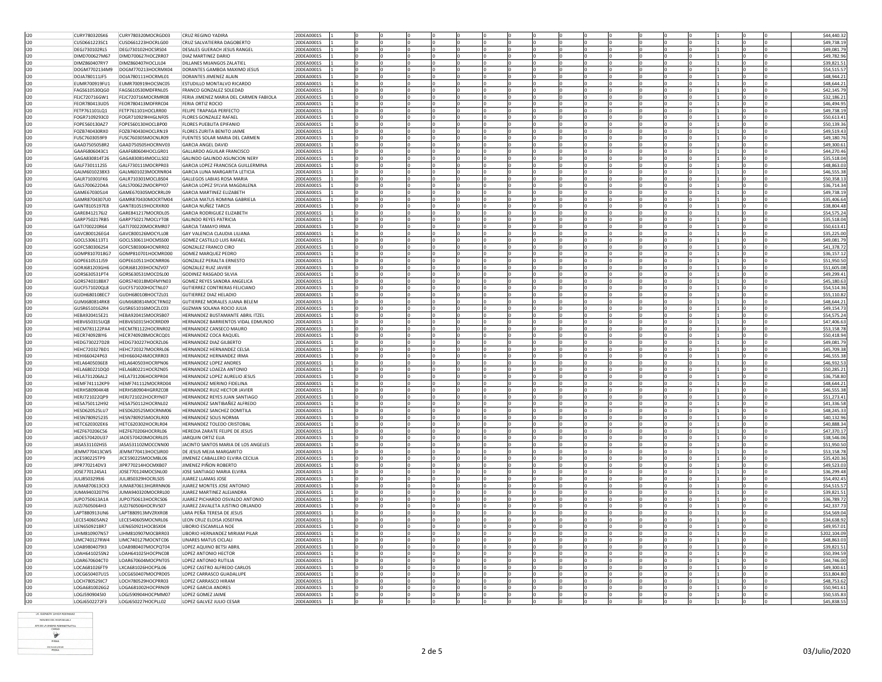| | | | | | | | | | | | | | | | | | | | | | | | |
|---|---|---|---|---|---|---|---|---|---|---|---|---|---|---|---|---|---|---|---|---|---|---|---|
| I20 | CURY780320SK6 | CURY780320MOCRGD03 | CRUZ REGINO YADIRA | 20DEA0001S | 1 | 0 | 0 | 0 | 0 | 0 | 0 | 0 | 0 | 0 | 0 | 0 | 0 | 0 | 0 | 1 | 0 | 0 | $44,440.32 |
| I20 | CUSD661223SC1 | CUSD661223HOCRLG00 | CRUZ SALVATIERRA DAGOBERTO | 20DEA0001S | 1 | 0 | 0 | 0 | 0 | 0 | 0 | 0 | 0 | 0 | 0 | 0 | 0 | 0 | 0 | 1 | 0 | 0 | $49,738.19 |
| I20 | DEGJ730102RL5 | DEGJ730102HOCSRS04 | DESALES GUERACH JESUS RANGEL | 20DEA0001S | 1 | 0 | 0 | 0 | 0 | 0 | 0 | 0 | 0 | 0 | 0 | 0 | 0 | 0 | 0 | 1 | 0 | 0 | $49,081.79 |
| I20 | DIMD700627M67 | DIMD700627HOCZRR07 | DIAZ MARTINEZ DARIO | 20DEA0001S | 1 | 0 | 0 | 0 | 0 | 0 | 0 | 0 | 0 | 0 | 0 | 0 | 0 | 0 | 0 | 1 | 0 | 0 | $49,782.96 |
| I20 | DIMZ860407RY7 | DIMZ860407HOCLJL04 | DILLANES MIJANGOS ZALATIEL | 20DEA0001S | 1 | 0 | 0 | 0 | 0 | 0 | 0 | 0 | 0 | 0 | 0 | 0 | 0 | 0 | 0 | 1 | 0 | 0 | $39,821.51 |
| I20 | DOGM7702134M9 | DOGM770213HOCRMX04 | DORANTES GAMBOA MAXIMO JESUS | 20DEA0001S | 1 | 0 | 0 | 0 | 0 | 0 | 0 | 0 | 0 | 0 | 0 | 0 | 0 | 0 | 0 | 1 | 0 | 0 | $54,515.57 |
| I20 | DOJA780111JF5 | DOJA780111HOCRML01 | DORANTES JIMENEZ ALAIN | 20DEA0001S | 1 | 0 | 0 | 0 | 0 | 0 | 0 | 0 | 0 | 0 | 0 | 0 | 0 | 0 | 0 | 1 | 0 | 0 | $48,944.21 |
| I20 | EUMR700919FU1 | EUMR700919HOCSNC05 | ESTUDILLO MONTALVO RICARDO | 20DEA0001S | 1 | 0 | 0 | 0 | 0 | 0 | 0 | 0 | 0 | 0 | 0 | 0 | 0 | 0 | 0 | 1 | 0 | 0 | $48,644.21 |
| I20 | FAGS610530QG0 | FAGS610530MDFRNL05 | FRANCO GONZALEZ SOLEDAD | 20DEA0001S | 1 | 0 | 0 | 0 | 0 | 0 | 0 | 0 | 0 | 0 | 0 | 0 | 0 | 0 | 0 | 1 | 0 | 0 | $42,145.79 |
| I20 | FEJC720716GW1 | FEJC720716MOCRMR08 | FERIA JIMENEZ MARIA DEL CARMEN FABIOLA | 20DEA0001S | 1 | 0 | 0 | 0 | 0 | 0 | 0 | 0 | 0 | 0 | 0 | 0 | 0 | 0 | 0 | 1 | 0 | 0 | $32,186.21 |
| I20 | FEOR780413UD5 | FEOR780413MDFRRC04 | FERIA ORTIZ ROCIO | 20DEA0001S | 1 | 0 | 0 | 0 | 0 | 0 | 0 | 0 | 0 | 0 | 0 | 0 | 0 | 0 | 0 | 1 | 0 | 0 | $46,494.95 |
| I20 | FETP761101LQ1 | FETP761101HOCLRR00 | FELIPE TRAPAGA PERFECTO | 20DEA0001S | 1 | 0 | 0 | 0 | 0 | 0 | 0 | 0 | 0 | 0 | 0 | 0 | 0 | 0 | 0 | 1 | 0 | 0 | $49,738.19 |
| I20 | FOGR7109293C0 | FOGR710929HHGLNF05 | FLORES GONZALEZ RAFAEL | 20DEA0001S | 1 | 0 | 0 | 0 | 0 | 0 | 0 | 0 | 0 | 0 | 0 | 0 | 0 | 0 | 0 | 1 | 0 | 0 | $50,613.41 |
| I20 | FOPE560130AZ7 | FOPE560130HOCLBP00 | FLORES PUEBLITA EPIFANIO | 20DEA0001S | 1 | 0 | 0 | 0 | 0 | 0 | 0 | 0 | 0 | 0 | 0 | 0 | 0 | 0 | 0 | 1 | 0 | 0 | $50,139.36 |
| I20 | FOZB740430RX0 | FOZB740430HOCLRN19 | FLORES ZURITA BENITO JAIME | 20DEA0001S | 1 | 0 | 0 | 0 | 0 | 0 | 0 | 0 | 0 | 0 | 0 | 0 | 0 | 0 | 0 | 1 | 0 | 0 | $49,519.43 |
| I20 | FUSC7603059F9 | FUSC760305MOCNLR09 | FUENTES SOLAR MARIA DEL CARMEN | 20DEA0001S | 1 | 0 | 0 | 0 | 0 | 0 | 0 | 0 | 0 | 0 | 0 | 0 | 0 | 0 | 0 | 1 | 0 | 0 | $49,180.76 |
| I20 | GAAD7505058R2 | GAAD750505HOCRNV03 | GARCIA ANGEL DAVID | 20DEA0001S | 1 | 0 | 0 | 0 | 0 | 0 | 0 | 0 | 0 | 0 | 0 | 0 | 0 | 0 | 0 | 1 | 0 | 0 | $49,300.61 |
| I20 | GAAF6806043C1 | GAAF680604HOCLGR01 | GALLARDO AGUILAR FRANCISCO | 20DEA0001S | 1 | 0 | 0 | 0 | 0 | 0 | 0 | 0 | 0 | 0 | 0 | 0 | 0 | 0 | 0 | 1 | 0 | 0 | $44,270.46 |
| I20 | GAGA830814T26 | GAGA830814MOCLLS02 | GALINDO GALINDO ASUNCION NERY | 20DEA0001S | 1 | 0 | 0 | 0 | 0 | 0 | 0 | 0 | 0 | 0 | 0 | 0 | 0 | 0 | 0 | 1 | 0 | 0 | $35,518.04 |
| I20 | GALF730111255 | GALF730111MOCRPR03 | GARCIA LOPEZ FRANCISCA GUILLERMINA | 20DEA0001S | 1 | 0 | 0 | 0 | 0 | 0 | 0 | 0 | 0 | 0 | 0 | 0 | 0 | 0 | 0 | 1 | 0 | 0 | $48,863.03 |
| I20 | GALM6010238X3 | GALM601023MOCRNR04 | GARCIA LUNA MARGARITA LETICIA | 20DEA0001S | 1 | 0 | 0 | 0 | 0 | 0 | 0 | 0 | 0 | 0 | 0 | 0 | 0 | 0 | 0 | 1 | 0 | 0 | $46,555.38 |
| I20 | GALR710301FK6 | GALR710301MOCLBS04 | GALLEGOS LABIAS ROSA MARIA | 20DEA0001S | 1 | 0 | 0 | 0 | 0 | 0 | 0 | 0 | 0 | 0 | 0 | 0 | 0 | 0 | 0 | 1 | 0 | 0 | $50,358.13 |
| I20 | GALS700622D4A | GALS700622MOCRPY07 | GARCIA LOPEZ SYLVIA MAGDALENA | 20DEA0001S | 1 | 0 | 0 | 0 | 0 | 0 | 0 | 0 | 0 | 0 | 0 | 0 | 0 | 0 | 0 | 1 | 0 | 0 | $36,714.34 |
| I20 | GAME670305JJ4 | GAME670305MOCRRL09 | GARCIA MARTINEZ ELIZABETH | 20DEA0001S | 1 | 0 | 0 | 0 | 0 | 0 | 0 | 0 | 0 | 0 | 0 | 0 | 0 | 0 | 0 | 1 | 0 | 0 | $49,738.19 |
| I20 | GAMR8704307U0 | GAMR870430MOCRTM04 | GARCIA MATUS ROMINA GABRIELA | 20DEA0001S | 1 | 0 | 0 | 0 | 0 | 0 | 0 | 0 | 0 | 0 | 0 | 0 | 0 | 0 | 0 | 1 | 0 | 0 | $35,406.64 |
| I20 | GANT8105197E8 | GANT810519HOCRXR00 | GARCIA NUÑEZ TARCIS | 20DEA0001S | 1 | 0 | 0 | 0 | 0 | 0 | 0 | 0 | 0 | 0 | 0 | 0 | 0 | 0 | 0 | 1 | 0 | 0 | $38,804.48 |
| I20 | GARE841217GJ2 | GARE841217MOCRDL05 | GARCIA RODRIGUEZ ELIZABETH | 20DEA0001S | 1 | 0 | 0 | 0 | 0 | 0 | 0 | 0 | 0 | 0 | 0 | 0 | 0 | 0 | 0 | 1 | 0 | 0 | $54,575.24 |
| I20 | GARP750217RB5 | GARP750217MOCLYT08 | GALINDO REYES PATRICIA | 20DEA0001S | 1 | 0 | 0 | 0 | 0 | 0 | 0 | 0 | 0 | 0 | 0 | 0 | 0 | 0 | 0 | 1 | 0 | 0 | $35,518.04 |
| I20 | GATI700220R64 | GATI700220MOCRMR07 | GARCIA TAMAYO IRMA | 20DEA0001S | 1 | 0 | 0 | 0 | 0 | 0 | 0 | 0 | 0 | 0 | 0 | 0 | 0 | 0 | 0 | 1 | 0 | 0 | $50,613.41 |
| I20 | GAVC800126EG4 | GAVC800126MOCYLL08 | GAY VALENCIA CLAUDIA LILIANA | 20DEA0001S | 1 | 0 | 0 | 0 | 0 | 0 | 0 | 0 | 0 | 0 | 0 | 0 | 0 | 0 | 0 | 1 | 0 | 0 | $35,225.00 |
| I20 | GOCL5306113T1 | GOCL530611HOCMSS00 | GOMEZ CASTILLO LUIS RAFAEL | 20DEA0001S | 1 | 0 | 0 | 0 | 0 | 0 | 0 | 0 | 0 | 0 | 0 | 0 | 0 | 0 | 0 | 1 | 0 | 0 | $49,081.79 |
| I20 | GOFC5803062S4 | GOFC580306HOCNRR02 | GONZALEZ FRANCO CIRO | 20DEA0001S | 1 | 0 | 0 | 0 | 0 | 0 | 0 | 0 | 0 | 0 | 0 | 0 | 0 | 0 | 0 | 1 | 0 | 0 | $41,378.72 |
| I20 | GOMP8107018G7 | GOMP810701HOCMRD00 | GOMEZ MARQUEZ PEDRO | 20DEA0001S | 1 | 0 | 0 | 0 | 0 | 0 | 0 | 0 | 0 | 0 | 0 | 0 | 0 | 0 | 0 | 1 | 0 | 0 | $36,157.12 |
| I20 | GOPE610511JS9 | GOPE610511HOCNRR06 | GONZALEZ PERALTA ERNESTO | 20DEA0001S | 1 | 0 | 0 | 0 | 0 | 0 | 0 | 0 | 0 | 0 | 0 | 0 | 0 | 0 | 0 | 1 | 0 | 0 | $51,950.50 |
| I20 | GORJ681203GH6 | GORJ681203HOCNZV07 | GONZALEZ RUIZ JAVIER | 20DEA0001S | 1 | 0 | 0 | 0 | 0 | 0 | 0 | 0 | 0 | 0 | 0 | 0 | 0 | 0 | 0 | 1 | 0 | 0 | $51,605.08 |
| I20 | GORS630531PT4 | GORS630531MOCDSL00 | GODINEZ RASGADO SILVIA | 20DEA0001S | 1 | 0 | 0 | 0 | 0 | 0 | 0 | 0 | 0 | 0 | 0 | 0 | 0 | 0 | 0 | 1 | 0 | 0 | $49,299.41 |
| I20 | GORS740318BX7 | GORS740318MDFMYN03 | GOMEZ REYES SANDRA ANGELICA | 20DEA0001S | 1 | 0 | 0 | 0 | 0 | 0 | 0 | 0 | 0 | 0 | 0 | 0 | 0 | 0 | 0 | 1 | 0 | 0 | $45,180.63 |
| I20 | GUCF571020QL8 | GUCF571020HOCTNL07 | GUTIERREZ CONTRERAS FELICIANO | 20DEA0001S | 1 | 0 | 0 | 0 | 0 | 0 | 0 | 0 | 0 | 0 | 0 | 0 | 0 | 0 | 0 | 1 | 0 | 0 | $54,514.36 |
| I20 | GUDH680108EC7 | GUDH680108HOCTZL01 | GUTIERREZ DIAZ HELADIO | 20DEA0001S | 1 | 0 | 0 | 0 | 0 | 0 | 0 | 0 | 0 | 0 | 0 | 0 | 0 | 0 | 0 | 1 | 0 | 0 | $55,110.82 |
| I20 | GUMJ680814RK8 | GUMJ680814MOCTRN02 | GUTIERREZ MORALES JUANA BELEM | 20DEA0001S | 1 | 0 | 0 | 0 | 0 | 0 | 0 | 0 | 0 | 0 | 0 | 0 | 0 | 0 | 0 | 1 | 0 | 0 | $48,644.21 |
| I20 | GUSR6510162R4 | GUSR651016MOCZLC03 | GUZMAN SOLANA ROCIO JULIA | 20DEA0001S | 1 | 0 | 0 | 0 | 0 | 0 | 0 | 0 | 0 | 0 | 0 | 0 | 0 | 0 | 0 | 1 | 0 | 0 | $49,154.73 |
| I20 | HEBA920415E21 | HEBA920415MOCRSB07 | HERNANDEZ BUSTAMANTE ABRIL ITZEL | 20DEA0001S | 1 | 0 | 0 | 0 | 0 | 0 | 0 | 0 | 0 | 0 | 0 | 0 | 0 | 0 | 0 | 1 | 0 | 0 | $54,575.24 |
| I20 | HEBV650315UQ8 | HEBV650315HOCRRD09 | HERNANDEZ BARRIENTOS VIDAL EDMUNDO | 20DEA0001S | 1 | 0 | 0 | 0 | 0 | 0 | 0 | 0 | 0 | 0 | 0 | 0 | 0 | 0 | 0 | 1 | 0 | 0 | $47,406.63 |
| I20 | HECM781122PA4 | HECM781122HOCRNR02 | HERNANDEZ CANSECO MAURO | 20DEA0001S | 1 | 0 | 0 | 0 | 0 | 0 | 0 | 0 | 0 | 0 | 0 | 0 | 0 | 0 | 0 | 1 | 0 | 0 | $53,158.78 |
| I20 | HECR740928IY6 | HECR740928MOCRCQ01 | HERNANDEZ COCA RAQUEL | 20DEA0001S | 1 | 0 | 0 | 0 | 0 | 0 | 0 | 0 | 0 | 0 | 0 | 0 | 0 | 0 | 0 | 1 | 0 | 0 | $50,418.94 |
| I20 | HEDG730227D28 | HEDG730227HOCRZL06 | HERNANDEZ DIAZ GILBERTO | 20DEA0001S | 1 | 0 | 0 | 0 | 0 | 0 | 0 | 0 | 0 | 0 | 0 | 0 | 0 | 0 | 0 | 1 | 0 | 0 | $49,081.79 |
| I20 | HEHC720327BD1 | HEHC720327MOCRRL06 | HERNANDEZ HERNANDEZ CELSA | 20DEA0001S | 1 | 0 | 0 | 0 | 0 | 0 | 0 | 0 | 0 | 0 | 0 | 0 | 0 | 0 | 0 | 1 | 0 | 0 | $45,709.38 |
| I20 | HEHI660424P63 | HEHI660424MOCRRR03 | HERNANDEZ HERNANDEZ IRMA | 20DEA0001S | 1 | 0 | 0 | 0 | 0 | 0 | 0 | 0 | 0 | 0 | 0 | 0 | 0 | 0 | 0 | 1 | 0 | 0 | $46,555.38 |
| I20 | HELA6405036E8 | HELA640503HOCRPN06 | HERNANDEZ LOPEZ ANDRES | 20DEA0001S | 1 | 0 | 0 | 0 | 0 | 0 | 0 | 0 | 0 | 0 | 0 | 0 | 0 | 0 | 0 | 1 | 0 | 0 | $46,932.53 |
| I20 | HELA680221DQ0 | HELA680221HOCRZN05 | HERNANDEZ LOAEZA ANTONIO | 20DEA0001S | 1 | 0 | 0 | 0 | 0 | 0 | 0 | 0 | 0 | 0 | 0 | 0 | 0 | 0 | 0 | 1 | 0 | 0 | $50,285.21 |
| I20 | HELA731206AL2 | HELA731206HOCRPR04 | HERNANDEZ LOPEZ AURELIO JESUS | 20DEA0001S | 1 | 0 | 0 | 0 | 0 | 0 | 0 | 0 | 0 | 0 | 0 | 0 | 0 | 0 | 0 | 1 | 0 | 0 | $36,758.80 |
| I20 | HEMF741112KP9 | HEMF741112MOCRRD04 | HERNANDEZ MERINO FIDELINA | 20DEA0001S | 1 | 0 | 0 | 0 | 0 | 0 | 0 | 0 | 0 | 0 | 0 | 0 | 0 | 0 | 0 | 1 | 0 | 0 | $48,644.21 |
| I20 | HERH580904K48 | HERH580904HGRRZC08 | HERNANDEZ RUIZ HECTOR JAVIER | 20DEA0001S | 1 | 0 | 0 | 0 | 0 | 0 | 0 | 0 | 0 | 0 | 0 | 0 | 0 | 0 | 0 | 1 | 0 | 0 | $46,555.38 |
| I20 | HERJ721022QP9 | HERJ721022HOCRYN07 | HERNANDEZ REYES JUAN SANTIAGO | 20DEA0001S | 1 | 0 | 0 | 0 | 0 | 0 | 0 | 0 | 0 | 0 | 0 | 0 | 0 | 0 | 0 | 1 | 0 | 0 | $51,273.41 |
| I20 | HESA750112H92 | HESA750112HOCRNL02 | HERNANDEZ SANTIBAÑEZ ALFREDO | 20DEA0001S | 1 | 0 | 0 | 0 | 0 | 0 | 0 | 0 | 0 | 0 | 0 | 0 | 0 | 0 | 0 | 1 | 0 | 0 | $41,336.58 |
| I20 | HESD620525LU7 | HESD620525MOCRNM06 | HERNANDEZ SANCHEZ DOMITILA | 20DEA0001S | 1 | 0 | 0 | 0 | 0 | 0 | 0 | 0 | 0 | 0 | 0 | 0 | 0 | 0 | 0 | 1 | 0 | 0 | $48,245.33 |
| I20 | HESN780925235 | HESN780925MOCRLR00 | HERNANDEZ SOLIS NORMA | 20DEA0001S | 1 | 0 | 0 | 0 | 0 | 0 | 0 | 0 | 0 | 0 | 0 | 0 | 0 | 0 | 0 | 1 | 0 | 0 | $40,132.96 |
| I20 | HETC620302EK6 | HETC620302HOCRLR04 | HERNANDEZ TOLEDO CRISTOBAL | 20DEA0001S | 1 | 0 | 0 | 0 | 0 | 0 | 0 | 0 | 0 | 0 | 0 | 0 | 0 | 0 | 0 | 1 | 0 | 0 | $40,888.34 |
| I20 | HEZF670206C56 | HEZF670206HOCRRL06 | HEREDIA ZARATE FELIPE DE JESUS | 20DEA0001S | 1 | 0 | 0 | 0 | 0 | 0 | 0 | 0 | 0 | 0 | 0 | 0 | 0 | 0 | 0 | 1 | 0 | 0 | $47,370.17 |
| I20 | JAOE570420U37 | JAOE570420MOCRRL05 | JARQUIN ORTIZ ELIA | 20DEA0001S | 1 | 0 | 0 | 0 | 0 | 0 | 0 | 0 | 0 | 0 | 0 | 0 | 0 | 0 | 0 | 1 | 0 | 0 | $38,546.06 |
| I20 | JASA531102HS5 | JASA531102MOCCNN00 | JACINTO SANTOS MARIA DE LOS ANGELES | 20DEA0001S | 1 | 0 | 0 | 0 | 0 | 0 | 0 | 0 | 0 | 0 | 0 | 0 | 0 | 0 | 0 | 1 | 0 | 0 | $51,950.50 |
| I20 | JEMM770413CW5 | JEMM770413HOCSJR00 | DE JESUS MEJIA MARGARITO | 20DEA0001S | 1 | 0 | 0 | 0 | 0 | 0 | 0 | 0 | 0 | 0 | 0 | 0 | 0 | 0 | 0 | 1 | 0 | 0 | $53,158.78 |
| I20 | JICE590225TP9 | JICE590225MOCMBL06 | JIMENEZ CABALLERO ELVIRA CECILIA | 20DEA0001S | 1 | 0 | 0 | 0 | 0 | 0 | 0 | 0 | 0 | 0 | 0 | 0 | 0 | 0 | 0 | 1 | 0 | 0 | $35,420.36 |
| I20 | JIPR770214DV3 | JIPR770214HOCMXB07 | JIMENEZ PIÑON ROBERTO | 20DEA0001S | 1 | 0 | 0 | 0 | 0 | 0 | 0 | 0 | 0 | 0 | 0 | 0 | 0 | 0 | 0 | 1 | 0 | 0 | $49,523.03 |
| I20 | JOSE770124SA1 | JOSE770124MOCSNL00 | JOSE SANTIAGO MARIA ELVIRA | 20DEA0001S | 1 | 0 | 0 | 0 | 0 | 0 | 0 | 0 | 0 | 0 | 0 | 0 | 0 | 0 | 0 | 1 | 0 | 0 | $36,299.48 |
| I20 | JULJ8503299J6 | JULJ850329HOCRLS05 | JUAREZ LLAMAS JOSE | 20DEA0001S | 1 | 0 | 0 | 0 | 0 | 0 | 0 | 0 | 0 | 0 | 0 | 0 | 0 | 0 | 0 | 1 | 0 | 0 | $54,492.45 |
| I20 | JUMA870613CK3 | JUMA870613HGRRNN06 | JUAREZ MONTES JOSE ANTONIO | 20DEA0001S | 1 | 0 | 0 | 0 | 0 | 0 | 0 | 0 | 0 | 0 | 0 | 0 | 0 | 0 | 0 | 1 | 0 | 0 | $54,515.57 |
| I20 | JUMA9403207Y6 | JUMA940320MOCRRL00 | JUAREZ MARTINEZ ALEJANDRA | 20DEA0001S | 1 | 0 | 0 | 0 | 0 | 0 | 0 | 0 | 0 | 0 | 0 | 0 | 0 | 0 | 0 | 1 | 0 | 0 | $39,821.51 |
| I20 | JUPO750613A1A | JUPO750613HOCRCS06 | JUAREZ PICHARDO OSVALDO ANTONIO | 20DEA0001S | 1 | 0 | 0 | 0 | 0 | 0 | 0 | 0 | 0 | 0 | 0 | 0 | 0 | 0 | 0 | 1 | 0 | 0 | $36,789.72 |
| I20 | JUZJ7605064H3 | JUZJ760506HOCRVS07 | JUAREZ ZAVALETA JUSTINO ORLANDO | 20DEA0001S | 1 | 0 | 0 | 0 | 0 | 0 | 0 | 0 | 0 | 0 | 0 | 0 | 0 | 0 | 0 | 1 | 0 | 0 | $42,337.73 |
| I20 | LAPT880913UN6 | LAPT880913MVZRXR08 | LARA PEÑA TERESA DE JESUS | 20DEA0001S | 1 | 0 | 0 | 0 | 0 | 0 | 0 | 0 | 0 | 0 | 0 | 0 | 0 | 0 | 0 | 1 | 0 | 0 | $54,569.04 |
| I20 | LECE540605AN2 | LECE540605MOCNRL06 | LEON CRUZ ELOISA JOSEFINA | 20DEA0001S | 1 | 0 | 0 | 0 | 0 | 0 | 0 | 0 | 0 | 0 | 0 | 0 | 0 | 0 | 0 | 1 | 0 | 0 | $34,638.92 |
| I20 | LIEN6509218R7 | LIEN650921HOCBSX04 | LIBORIO ESCAMILLA NOE | 20DEA0001S | 1 | 0 | 0 | 0 | 0 | 0 | 0 | 0 | 0 | 0 | 0 | 0 | 0 | 0 | 0 | 1 | 0 | 0 | $49,957.01 |
| I20 | LIHM810907N57 | LIHM810907MOCBRR03 | LIBORIO HERNANDEZ MIRIAM PILAR | 20DEA0001S | 1 | 0 | 0 | 0 | 0 | 0 | 0 | 0 | 0 | 0 | 0 | 0 | 0 | 0 | 0 | 1 | 0 | 0 | $202,104.09 |
| I20 | LIMC740127RW4 | LIMC740127MOCNTC06 | LINARES MATUS CICLALI | 20DEA0001S | 1 | 0 | 0 | 0 | 0 | 0 | 0 | 0 | 0 | 0 | 0 | 0 | 0 | 0 | 0 | 1 | 0 | 0 | $48,863.03 |
| I20 | LOAB9804079I3 | LOAB980407MOCPQT04 | LOPEZ AQUINO BETSI ABRIL | 20DEA0001S | 1 | 0 | 0 | 0 | 0 | 0 | 0 | 0 | 0 | 0 | 0 | 0 | 0 | 0 | 0 | 1 | 0 | 0 | $39,821.51 |
| I20 | LOAH641025SN2 | LOAH641025HOCPNC08 | LOPEZ ANTONIO HECTOR | 20DEA0001S | 1 | 0 | 0 | 0 | 0 | 0 | 0 | 0 | 0 | 0 | 0 | 0 | 0 | 0 | 0 | 1 | 0 | 0 | $50,394.59 |
| I20 | LOAR670604CT0 | LOAR670604MOCPNT05 | LOPEZ ANTONIO RUTILIA | 20DEA0001S | 1 | 0 | 0 | 0 | 0 | 0 | 0 | 0 | 0 | 0 | 0 | 0 | 0 | 0 | 0 | 1 | 0 | 0 | $44,746.00 |
| I20 | LOCA681026FT9 | LXCA681026HOCPSL06 | LOPEZ CASTRO ALFREDO CARLOS | 20DEA0001S | 1 | 0 | 0 | 0 | 0 | 0 | 0 | 0 | 0 | 0 | 0 | 0 | 0 | 0 | 0 | 1 | 0 | 0 | $49,300.61 |
| I20 | LOCG650407U15 | LOCG650407MOCPRD05 | LOPEZ CARRASCO GUADALUPE | 20DEA0001S | 1 | 0 | 0 | 0 | 0 | 0 | 0 | 0 | 0 | 0 | 0 | 0 | 0 | 0 | 0 | 1 | 0 | 0 | $53,804.80 |
| I20 | LOCH780529JC7 | LOCH780529HOCPRR03 | LOPEZ CARRASCO HIRAM | 20DEA0001S | 1 | 0 | 0 | 0 | 0 | 0 | 0 | 0 | 0 | 0 | 0 | 0 | 0 | 0 | 0 | 1 | 0 | 0 | $48,753.62 |
| I20 | LOGA6810026G2 | LOGA681002HOCPRN09 | LOPEZ GARCIA ANDRES | 20DEA0001S | 1 | 0 | 0 | 0 | 0 | 0 | 0 | 0 | 0 | 0 | 0 | 0 | 0 | 0 | 0 | 1 | 0 | 0 | $50,941.61 |
| I20 | LOGJ590904SI0 | LOGJ590904HOCPMM07 | LOPEZ GOMEZ JAIME | 20DEA0001S | 1 | 0 | 0 | 0 | 0 | 0 | 0 | 0 | 0 | 0 | 0 | 0 | 0 | 0 | 0 | 1 | 0 | 0 | $50,535.83 |
| I20 | LOGJ6502272F3 | LOGJ650227HOCPLL02 | LOPEZ GALVEZ JULIO CESAR | 20DEA0001S | 1 | 0 | 0 | 0 | 0 | 0 | 0 | 0 | 0 | 0 | 0 | 0 | 0 | 0 | 0 | 1 | 0 | 0 | $45,838.55 |

LIC. ELIZABETH GARCÍA RODRÍGUEZ
NOMBRE DEL RESPONSABLE
JEFE DE LA UNIDAD ADMINISTRATIVA
CARGO
FIRMA
03/JULIO/2020
FECHA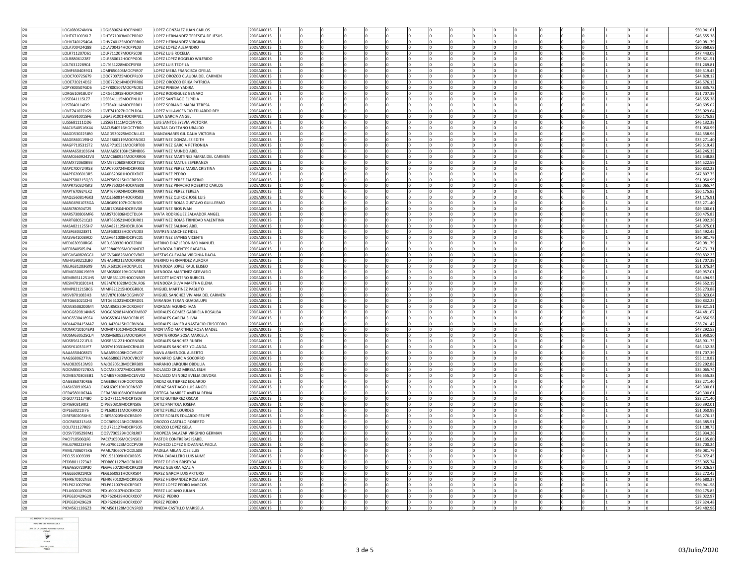| | | | | | | | | | | | | | | | | | | | | | | | | |
|---|---|---|---|---|---|---|---|---|---|---|---|---|---|---|---|---|---|---|---|---|---|---|---|---|
| I20 | LOGJ680624MYA | LOGJ680624HOCPNN02 | LOPEZ GONZALEZ JUAN CARLOS | 20DEA0001S | 1 | 0 | 0 | 0 | 0 | 0 | 0 | 0 | 0 | 0 | 0 | 0 | 0 | 0 | 0 | 0 | 0 | 1 | 0 | 0 | $50,941.61 |
| I20 | LOHT671003KL7 | LOHT671003MOCPRR02 | LOPEZ HERNANDEZ TERESITA DE JESUS | 20DEA0001S | 1 | 0 | 0 | 0 | 0 | 0 | 0 | 0 | 0 | 0 | 0 | 0 | 0 | 0 | 0 | 0 | 0 | 1 | 0 | 0 | $46,555.38 |
| I20 | LOHV7401254GA | LOHV740125MOCPRR00 | LOPEZ HERNANDEZ VIRGINIA | 20DEA0001S | 1 | 0 | 0 | 0 | 0 | 0 | 0 | 0 | 0 | 0 | 0 | 0 | 0 | 0 | 0 | 0 | 0 | 1 | 0 | 0 | $49,081.79 |
| I20 | LOLA700424QJ88 | LOLA700424HOCPPL03 | LOPEZ LOPEZ ALEJANDRO | 20DEA0001S | 1 | 0 | 0 | 0 | 0 | 0 | 0 | 0 | 0 | 0 | 0 | 0 | 0 | 0 | 0 | 0 | 0 | 1 | 0 | 0 | $50,868.69 |
| I20 | LOLR711207D61 | LOLR711207MOCPSC08 | LOPEZ LUIS ROCELIA | 20DEA0001S | 1 | 0 | 0 | 0 | 0 | 0 | 0 | 0 | 0 | 0 | 0 | 0 | 0 | 0 | 0 | 0 | 0 | 1 | 0 | 0 | $47,443.09 |
| I20 | LOLR880612287 | LOLR880612HOCPPG06 | LOPEZ LOPEZ ROGELIO WILFRIDO | 20DEA0001S | 1 | 0 | 0 | 0 | 0 | 0 | 0 | 0 | 0 | 0 | 0 | 0 | 0 | 0 | 0 | 0 | 0 | 1 | 0 | 0 | $39,821.51 |
| I20 | LOLT6312289C4 | LOLT631228MOCPSF08 | LOPEZ LUIS TEOFILA | 20DEA0001S | 1 | 0 | 0 | 0 | 0 | 0 | 0 | 0 | 0 | 0 | 0 | 0 | 0 | 0 | 0 | 0 | 0 | 1 | 0 | 0 | $51,269.81 |
| I20 | LOMF6504039G1 | LOMF650403MOCPJR07 | LOPEZ MEJIA FRANCISCA OFELIA | 20DEA0001S | 1 | 0 | 0 | 0 | 0 | 0 | 0 | 0 | 0 | 0 | 0 | 0 | 0 | 0 | 0 | 0 | 0 | 1 | 0 | 0 | $49,519.43 |
| I20 | LOOC700725679 | LOOC700725MOCRRL09 | LOPEZ OROZCO CLAUDIA DEL CARMEN | 20DEA0001S | 1 | 0 | 0 | 0 | 0 | 0 | 0 | 0 | 0 | 0 | 0 | 0 | 0 | 0 | 0 | 0 | 0 | 1 | 0 | 0 | $44,828.12 |
| I20 | LOOE720214DS2 | LOOE720214MOCPRR06 | LOPEZ OROZCO ERIKA PATRICIA | 20DEA0001S | 1 | 0 | 0 | 0 | 0 | 0 | 0 | 0 | 0 | 0 | 0 | 0 | 0 | 0 | 0 | 0 | 0 | 1 | 0 | 0 | $46,576.13 |
| I20 | LOPY800507GD6 | LOPY800507MOCPND02 | LOPEZ PINEDA YADIRA | 20DEA0001S | 1 | 0 | 0 | 0 | 0 | 0 | 0 | 0 | 0 | 0 | 0 | 0 | 0 | 0 | 0 | 0 | 0 | 1 | 0 | 0 | $33,835.78 |
| I20 | LORG610918UD7 | LORG610918HOCPDN07 | LOPEZ RODRIGUEZ GENARO | 20DEA0001S | 1 | 0 | 0 | 0 | 0 | 0 | 0 | 0 | 0 | 0 | 0 | 0 | 0 | 0 | 0 | 0 | 0 | 1 | 0 | 0 | $51,707.39 |
| I20 | LOSE641115LZ7 | LOSE641115MOCPNL01 | LOPEZ SANTIAGO ELPIDIA | 20DEA0001S | 1 | 0 | 0 | 0 | 0 | 0 | 0 | 0 | 0 | 0 | 0 | 0 | 0 | 0 | 0 | 0 | 0 | 1 | 0 | 0 | $46,555.38 |
| I20 | LOST640114FJ9 | LOST640114MOCPRR01 | LOPEZ SORIANO MARIA TERESA | 20DEA0001S | 1 | 0 | 0 | 0 | 0 | 0 | 0 | 0 | 0 | 0 | 0 | 0 | 0 | 0 | 0 | 0 | 0 | 1 | 0 | 0 | $40,695.02 |
| I20 | LOVE741027LG9 | LOVE741027HOCPLD04 | LOPEZ VILLAVICENCIO EDUARDO REY | 20DEA0001S | 1 | 0 | 0 | 0 | 0 | 0 | 0 | 0 | 0 | 0 | 0 | 0 | 0 | 0 | 0 | 0 | 0 | 1 | 0 | 0 | $35,029.64 |
| I20 | LUGA5910015F6 | LUGA591001HOCNRN02 | LUNA GARCIA ANGEL | 20DEA0001S | 1 | 0 | 0 | 0 | 0 | 0 | 0 | 0 | 0 | 0 | 0 | 0 | 0 | 0 | 0 | 0 | 0 | 1 | 0 | 0 | $50,175.83 |
| I20 | LUSS681111QD6 | LUSS681111MOCSNY01 | LUIS SANTOS SYLVIA VICTORIA | 20DEA0001S | 1 | 0 | 0 | 0 | 0 | 0 | 0 | 0 | 0 | 0 | 0 | 0 | 0 | 0 | 0 | 0 | 0 | 1 | 0 | 0 | $46,132.38 |
| I20 | MACU540516K44 | MACU540516HOCTYB00 | MATIAS CAYETANO UBALDO | 20DEA0001S | 1 | 0 | 0 | 0 | 0 | 0 | 0 | 0 | 0 | 0 | 0 | 0 | 0 | 0 | 0 | 0 | 0 | 1 | 0 | 0 | $51,050.99 |
| I20 | MAGD530225JB0 | MAGD530225MOCNLL02 | MANZANARES GIL DALIA VICTORIA | 20DEA0001S | 1 | 0 | 0 | 0 | 0 | 0 | 0 | 0 | 0 | 0 | 0 | 0 | 0 | 0 | 0 | 0 | 0 | 1 | 0 | 0 | $44,558.96 |
| I20 | MAGE860119SH2 | MAGE860119MOCRND02 | MARTINEZ GONZALEZ EDITH | 20DEA0001S | 1 | 0 | 0 | 0 | 0 | 0 | 0 | 0 | 0 | 0 | 0 | 0 | 0 | 0 | 0 | 0 | 0 | 1 | 0 | 0 | $33,271.40 |
| I20 | MAGP710531ST2 | MAGP710531MOCRRT08 | MARTINEZ GARCIA PETRONILA | 20DEA0001S | 1 | 0 | 0 | 0 | 0 | 0 | 0 | 0 | 0 | 0 | 0 | 0 | 0 | 0 | 0 | 0 | 0 | 1 | 0 | 0 | $49,519.43 |
| I20 | MAMA6501036V4 | MAMA650103HCSRNB06 | MARTINEZ MUNDO ABEL | 20DEA0001S | 1 | 0 | 0 | 0 | 0 | 0 | 0 | 0 | 0 | 0 | 0 | 0 | 0 | 0 | 0 | 0 | 0 | 1 | 0 | 0 | $48,245.33 |
| I20 | MAMC6609242V3 | MAMC660924MOCRRR06 | MARTINEZ MARTINEZ MARIA DEL CARMEN | 20DEA0001S | 1 | 0 | 0 | 0 | 0 | 0 | 0 | 0 | 0 | 0 | 0 | 0 | 0 | 0 | 0 | 0 | 0 | 1 | 0 | 0 | $42,548.88 |
| I20 | MAMX720608I93 | MXME720608MOCRTS02 | MARTINEZ MATUS ESPERANZA | 20DEA0001S | 1 | 0 | 0 | 0 | 0 | 0 | 0 | 0 | 0 | 0 | 0 | 0 | 0 | 0 | 0 | 0 | 0 | 1 | 0 | 0 | $44,522.59 |
| I20 | MAPC700724R58 | MAPC700724MOCRRR08 | MARTINEZ PEREZ MARIA CRISTINA | 20DEA0001S | 1 | 0 | 0 | 0 | 0 | 0 | 0 | 0 | 0 | 0 | 0 | 0 | 0 | 0 | 0 | 0 | 0 | 1 | 0 | 0 | $50,832.23 |
| I20 | MAPE6206013R5 | MAXP620601HOCRXD07 | MARTINEZ PEDRO | 20DEA0001S | 1 | 0 | 0 | 0 | 0 | 0 | 0 | 0 | 0 | 0 | 0 | 0 | 0 | 0 | 0 | 0 | 0 | 1 | 0 | 0 | $47,807.75 |
| I20 | MAPF580215Q33 | MAPF580215HOCRRS00 | MARTINEZ PEREZ FAUSTINO | 20DEA0001S | 1 | 0 | 0 | 0 | 0 | 0 | 0 | 0 | 0 | 0 | 0 | 0 | 0 | 0 | 0 | 0 | 0 | 1 | 0 | 0 | $51,050.99 |
| I20 | MAPR7503245K3 | MAPR750324HOCRNB08 | MARTINEZ PINACHO ROBERTO CARLOS | 20DEA0001S | 1 | 0 | 0 | 0 | 0 | 0 | 0 | 0 | 0 | 0 | 0 | 0 | 0 | 0 | 0 | 0 | 0 | 1 | 0 | 0 | $35,065.74 |
| I20 | MAPT670924LK2 | MAPT670924MOCRRR09 | MARTINEZ PEREZ TEREZA | 20DEA0001S | 1 | 0 | 0 | 0 | 0 | 0 | 0 | 0 | 0 | 0 | 0 | 0 | 0 | 0 | 0 | 0 | 0 | 1 | 0 | 0 | $50,175.83 |
| I20 | MAQL560814GK3 | MAQL560814HOCRRS03 | MARTINEZ QUIROZ JOSE LUIS | 20DEA0001S | 1 | 0 | 0 | 0 | 0 | 0 | 0 | 0 | 0 | 0 | 0 | 0 | 0 | 0 | 0 | 0 | 0 | 1 | 0 | 0 | $41,175.91 |
| I20 | MARG6901078GA | MARG690107HOCRJS05 | MARTINEZ ROJAS GUSTAVO GUILLERMO | 20DEA0001S | 1 | 0 | 0 | 0 | 0 | 0 | 0 | 0 | 0 | 0 | 0 | 0 | 0 | 0 | 0 | 0 | 0 | 1 | 0 | 0 | $33,271.40 |
| I20 | MARI780504T25 | MARI780504HOCRSV08 | MARTINEZ RIOS IVAN | 20DEA0001S | 1 | 0 | 0 | 0 | 0 | 0 | 0 | 0 | 0 | 0 | 0 | 0 | 0 | 0 | 0 | 0 | 0 | 1 | 0 | 0 | $49,300.61 |
| I20 | MARS730806MF6 | MARS730806HOCTDL04 | MATA RODRIGUEZ SALVADOR ANGEL | 20DEA0001S | 1 | 0 | 0 | 0 | 0 | 0 | 0 | 0 | 0 | 0 | 0 | 0 | 0 | 0 | 0 | 0 | 0 | 1 | 0 | 0 | $50,475.83 |
| I20 | MART680521QJ3 | MART680521MOCRJR01 | MARTINEZ ROJAS TRINIDAD VALENTINA | 20DEA0001S | 1 | 0 | 0 | 0 | 0 | 0 | 0 | 0 | 0 | 0 | 0 | 0 | 0 | 0 | 0 | 0 | 0 | 1 | 0 | 0 | $41,902.26 |
| I20 | MASA8211255H7 | MASA821125HOCRLB04 | MARTINEZ SALINAS ABEL | 20DEA0001S | 1 | 0 | 0 | 0 | 0 | 0 | 0 | 0 | 0 | 0 | 0 | 0 | 0 | 0 | 0 | 0 | 0 | 1 | 0 | 0 | $46,975.01 |
| I20 | MASF6303238T1 | MASF630323HOCYND03 | MAYREN SANCHEZ FIDEL | 20DEA0001S | 1 | 0 | 0 | 0 | 0 | 0 | 0 | 0 | 0 | 0 | 0 | 0 | 0 | 0 | 0 | 0 | 0 | 1 | 0 | 0 | $54,492.45 |
| I20 | MASV6410089C0 | MASV641008HOCRYC01 | MARTINEZ SAYNES VICENTE | 20DEA0001S | 1 | 0 | 0 | 0 | 0 | 0 | 0 | 0 | 0 | 0 | 0 | 0 | 0 | 0 | 0 | 0 | 0 | 1 | 0 | 0 | $49,081.79 |
| I20 | MEDJ630930RG6 | MEDJ630930HOCRZR00 | MERINO DIAZ JERONIMO MANUEL | 20DEA0001S | 1 | 0 | 0 | 0 | 0 | 0 | 0 | 0 | 0 | 0 | 0 | 0 | 0 | 0 | 0 | 0 | 0 | 1 | 0 | 0 | $49,081.79 |
| I20 | MEFR840505JP4 | MEFR840505MOCNNF07 | MENDOZA FUENTES RAFAELA | 20DEA0001S | 1 | 0 | 0 | 0 | 0 | 0 | 0 | 0 | 0 | 0 | 0 | 0 | 0 | 0 | 0 | 0 | 0 | 1 | 0 | 0 | $43,731.71 |
| I20 | MEGV640826GG1 | MEGV640826MOCSVR02 | MESTAS GUEVARA VIRGINIA DACIA | 20DEA0001S | 1 | 0 | 0 | 0 | 0 | 0 | 0 | 0 | 0 | 0 | 0 | 0 | 0 | 0 | 0 | 0 | 0 | 1 | 0 | 0 | $50,832.23 |
| I20 | MEHA590212LB0 | MEHA590212MOCRRR08 | MERINO HERNANDEZ AURORA | 20DEA0001S | 1 | 0 | 0 | 0 | 0 | 0 | 0 | 0 | 0 | 0 | 0 | 0 | 0 | 0 | 0 | 0 | 0 | 1 | 0 | 0 | $51,707.39 |
| I20 | MELR631203GX9 | MELR631203HOCNPL01 | MENDOZA LOPEZ RAUL ELISEO | 20DEA0001S | 1 | 0 | 0 | 0 | 0 | 0 | 0 | 0 | 0 | 0 | 0 | 0 | 0 | 0 | 0 | 0 | 0 | 1 | 0 | 0 | $51,075.34 |
| I20 | MEMG500619699 | MEMG500619HOCNRR03 | MENDOZA MARTINEZ GERVASIO | 20DEA0001S | 1 | 0 | 0 | 0 | 0 | 0 | 0 | 0 | 0 | 0 | 0 | 0 | 0 | 0 | 0 | 0 | 0 | 1 | 0 | 0 | $49,957.01 |
| I20 | MEMR651125LH5 | MEMR651125HOCCNB09 | MECOTT MONTERO RUBICEL | 20DEA0001S | 1 | 0 | 0 | 0 | 0 | 0 | 0 | 0 | 0 | 0 | 0 | 0 | 0 | 0 | 0 | 0 | 0 | 1 | 0 | 0 | $46,494.95 |
| I20 | MESM7010201H1 | MESM701020MOCNLR06 | MENDOZA SILVA MARTHA ELENA | 20DEA0001S | 1 | 0 | 0 | 0 | 0 | 0 | 0 | 0 | 0 | 0 | 0 | 0 | 0 | 0 | 0 | 0 | 0 | 1 | 0 | 0 | $48,552.19 |
| I20 | MIMP821215BC6 | MIMP821215HOCGRB01 | MIGUEL MARTINEZ PABLITO | 20DEA0001S | 1 | 0 | 0 | 0 | 0 | 0 | 0 | 0 | 0 | 0 | 0 | 0 | 0 | 0 | 0 | 0 | 0 | 1 | 0 | 0 | $36,273.88 |
| I20 | MISV8701083H3 | MISV870108MOCGNV07 | MIGUEL SANCHEZ VIVIANA DEL CARMEN | 20DEA0001S | 1 | 0 | 0 | 0 | 0 | 0 | 0 | 0 | 0 | 0 | 0 | 0 | 0 | 0 | 0 | 0 | 0 | 1 | 0 | 0 | $38,023.04 |
| I20 | MITG661021CH3 | MITG661021MOCRRD01 | MIRANDA TERAN GUADALUPE | 20DEA0001S | 1 | 0 | 0 | 0 | 0 | 0 | 0 | 0 | 0 | 0 | 0 | 0 | 0 | 0 | 0 | 0 | 0 | 1 | 0 | 0 | $50,832.23 |
| I20 | MOAI850820DM4 | MOAI850820HOCRQV07 | MORGAN AQUINO IVAN | 20DEA0001S | 1 | 0 | 0 | 0 | 0 | 0 | 0 | 0 | 0 | 0 | 0 | 0 | 0 | 0 | 0 | 0 | 0 | 1 | 0 | 0 | $39,821.51 |
| I20 | MOGG820814NN5 | MOGG820814MOCRMB07 | MORALES GOMEZ GABRIELA ROSALBA | 20DEA0001S | 1 | 0 | 0 | 0 | 0 | 0 | 0 | 0 | 0 | 0 | 0 | 0 | 0 | 0 | 0 | 0 | 0 | 1 | 0 | 0 | $44,481.67 |
| I20 | MOGS5304189F4 | MOGS530418MOCRRL05 | MORALES GARCIA SILVIA | 20DEA0001S | 1 | 0 | 0 | 0 | 0 | 0 | 0 | 0 | 0 | 0 | 0 | 0 | 0 | 0 | 0 | 0 | 0 | 1 | 0 | 0 | $40,856.58 |
| I20 | MOJA420415MA7 | MOJA420415HOCRVN04 | MORALES JAVIER ANASTACIO CRISOFORO | 20DEA0001S | 1 | 0 | 0 | 0 | 0 | 0 | 0 | 0 | 0 | 0 | 0 | 0 | 0 | 0 | 0 | 0 | 0 | 1 | 0 | 0 | $38,741.42 |
| I20 | MOMR710104EP3 | MOMR710104MOCNRS02 | MONTAÑO MARTINEZ ROSA MADEL | 20DEA0001S | 1 | 0 | 0 | 0 | 0 | 0 | 0 | 0 | 0 | 0 | 0 | 0 | 0 | 0 | 0 | 0 | 0 | 1 | 0 | 0 | $47,292.53 |
| I20 | MOSM630525QJ4 | MOSM630525MOCNSR04 | MONTERROSA SOSA MARCELA | 20DEA0001S | 1 | 0 | 0 | 0 | 0 | 0 | 0 | 0 | 0 | 0 | 0 | 0 | 0 | 0 | 0 | 0 | 0 | 1 | 0 | 0 | $51,950.50 |
| I20 | MOSR561221FU1 | MOSR561221HOCRNB06 | MORALES SANCHEZ RUBEN | 20DEA0001S | 1 | 0 | 0 | 0 | 0 | 0 | 0 | 0 | 0 | 0 | 0 | 0 | 0 | 0 | 0 | 0 | 0 | 1 | 0 | 0 | $48,901.73 |
| I20 | MOSY610331IY7 | MOSY610331MOCRNL03 | MORALES SANCHEZ YOLANDA | 20DEA0001S | 1 | 0 | 0 | 0 | 0 | 0 | 0 | 0 | 0 | 0 | 0 | 0 | 0 | 0 | 0 | 0 | 0 | 1 | 0 | 0 | $46,132.38 |
| I20 | NAAA5504088Z3 | NAAA550408HOCVRL07 | NAVA ARMENGOL ALBERTO | 20DEA0001S | 1 | 0 | 0 | 0 | 0 | 0 | 0 | 0 | 0 | 0 | 0 | 0 | 0 | 0 | 0 | 0 | 0 | 1 | 0 | 0 | $51,707.39 |
| I20 | NAGS6806277IA | NAGS680627MOCVRC07 | NAVARRO GARCIA SOCORRO | 20DEA0001S | 1 | 0 | 0 | 0 | 0 | 0 | 0 | 0 | 0 | 0 | 0 | 0 | 0 | 0 | 0 | 0 | 0 | 1 | 0 | 0 | $55,110.82 |
| I20 | NAJO820513M93 | NAJO820513MOCRRB09 | NARANJO JARQUIN OBDULIA | 20DEA0001S | 1 | 0 | 0 | 0 | 0 | 0 | 0 | 0 | 0 | 0 | 0 | 0 | 0 | 0 | 0 | 0 | 0 | 1 | 0 | 0 | $39,292.88 |
| I20 | NOCM850727BXA | NOCM850727MOCLRR08 | NOLASCO CRUZ MIRSSA ESLHI | 20DEA0001S | 1 | 0 | 0 | 0 | 0 | 0 | 0 | 0 | 0 | 0 | 0 | 0 | 0 | 0 | 0 | 0 | 0 | 1 | 0 | 0 | $35,065.74 |
| I20 | NOME570303EB1 | NOME570303MOCLNV02 | NOLASCO MENDEZ EVELIA DEVORA | 20DEA0001S | 1 | 0 | 0 | 0 | 0 | 0 | 0 | 0 | 0 | 0 | 0 | 0 | 0 | 0 | 0 | 0 | 0 | 1 | 0 | 0 | $46,555.38 |
| I20 | OAGE860730RE6 | OAGE860730HOCRTD05 | ORDAZ GUTIERREZ EDUARDO | 20DEA0001S | 1 | 0 | 0 | 0 | 0 | 0 | 0 | 0 | 0 | 0 | 0 | 0 | 0 | 0 | 0 | 0 | 0 | 1 | 0 | 0 | $33,271.40 |
| I20 | OASL630910SA3 | OASL630910HOCRNS07 | ORDAZ SANTIAGO LUIS ANGEL | 20DEA0001S | 1 | 0 | 0 | 0 | 0 | 0 | 0 | 0 | 0 | 0 | 0 | 0 | 0 | 0 | 0 | 0 | 0 | 1 | 0 | 0 | $49,300.61 |
| I20 | OERA58010634A | OERA580106MOCRMM08 | ORTEGA RAMIREZ AMELIA REINA | 20DEA0001S | 1 | 0 | 0 | 0 | 0 | 0 | 0 | 0 | 0 | 0 | 0 | 0 | 0 | 0 | 0 | 0 | 0 | 1 | 0 | 0 | $49,300.61 |
| I20 | OIGO7711174B0 | OIGO771117HOCRTS08 | ORTIZ GUTIERREZ OSCAR | 20DEA0001S | 1 | 0 | 0 | 0 | 0 | 0 | 0 | 0 | 0 | 0 | 0 | 0 | 0 | 0 | 0 | 0 | 0 | 1 | 0 | 0 | $33,271.40 |
| I20 | OIPJ690319IK2 | OIPJ690319MOCRNS06 | ORTIZ PANTOJA JOSEFA | 20DEA0001S | 1 | 0 | 0 | 0 | 0 | 0 | 0 | 0 | 0 | 0 | 0 | 0 | 0 | 0 | 0 | 0 | 0 | 1 | 0 | 0 | $50,392.01 |
| I20 | OIPL630211I76 | OIPL630211MOCRRR00 | ORTIZ PEREZ LOURDES | 20DEA0001S | 1 | 0 | 0 | 0 | 0 | 0 | 0 | 0 | 0 | 0 | 0 | 0 | 0 | 0 | 0 | 0 | 0 | 1 | 0 | 0 | $51,050.99 |
| I20 | OIRE580205GH6 | OIRE580205HOCRBD09 | ORTIZ ROBLES EDUARDO FELIPE | 20DEA0001S | 1 | 0 | 0 | 0 | 0 | 0 | 0 | 0 | 0 | 0 | 0 | 0 | 0 | 0 | 0 | 0 | 0 | 1 | 0 | 0 | $46,276.13 |
| I20 | OOCR650213L68 | OOCR650213HOCRSB03 | OROZCO CASTILLO ROBERTO | 20DEA0001S | 1 | 0 | 0 | 0 | 0 | 0 | 0 | 0 | 0 | 0 | 0 | 0 | 0 | 0 | 0 | 0 | 0 | 1 | 0 | 0 | $46,385.51 |
| I20 | OOLI721127RE9 | OOLI721127MOCRPS05 | OROZCO LOPEZ ISELA | 20DEA0001S | 1 | 0 | 0 | 0 | 0 | 0 | 0 | 0 | 0 | 0 | 0 | 0 | 0 | 0 | 0 | 0 | 0 | 1 | 0 | 0 | $51,108.75 |
| I20 | OOSV7305298M1 | OOSV730529HOCRLR07 | OROPEZA SALAZAR VIRGINIO GERMAN | 20DEA0001S | 1 | 0 | 0 | 0 | 0 | 0 | 0 | 0 | 0 | 0 | 0 | 0 | 0 | 0 | 0 | 0 | 0 | 1 | 0 | 0 | $35,934.26 |
| I20 | PACI710506QF6 | PACI710506MOCSNS03 | PASTOR CONTRERAS ISABEL | 20DEA0001S | 1 | 0 | 0 | 0 | 0 | 0 | 0 | 0 | 0 | 0 | 0 | 0 | 0 | 0 | 0 | 0 | 0 | 1 | 0 | 0 | $41,135.80 |
| I20 | PALG790223FB4 | PALG790223MOCCPV09 | PACHECO LOPEZ GIOVANNA PAOLA | 20DEA0001S | 1 | 0 | 0 | 0 | 0 | 0 | 0 | 0 | 0 | 0 | 0 | 0 | 0 | 0 | 0 | 0 | 0 | 1 | 0 | 0 | $35,700.24 |
| I20 | PAML7306075K6 | PAML730607HOCDLS00 | PADILLA MILAN JOSE LUIS | 20DEA0001S | 1 | 0 | 0 | 0 | 0 | 0 | 0 | 0 | 0 | 0 | 0 | 0 | 0 | 0 | 0 | 0 | 0 | 1 | 0 | 0 | $49,081.79 |
| I20 | PECL551009399 | PECL551009HOCXBS05 | PEÑA CABALLERO LUIS JAIME | 20DEA0001S | 1 | 0 | 0 | 0 | 0 | 0 | 0 | 0 | 0 | 0 | 0 | 0 | 0 | 0 | 0 | 0 | 0 | 1 | 0 | 0 | $54,972.45 |
| I20 | PEDB8011273A2 | PEDB801127MOCRLR02 | PEREZ DELFIN BRISEYDA | 20DEA0001S | 1 | 0 | 0 | 0 | 0 | 0 | 0 | 0 | 0 | 0 | 0 | 0 | 0 | 0 | 0 | 0 | 0 | 1 | 0 | 0 | $35,065.74 |
| I20 | PEGA650720P30 | PEGA650720MOCRRZ09 | PEREZ GUERRA AZALIA | 20DEA0001S | 1 | 0 | 0 | 0 | 0 | 0 | 0 | 0 | 0 | 0 | 0 | 0 | 0 | 0 | 0 | 0 | 0 | 1 | 0 | 0 | $48,026.57 |
| I20 | PEGL650921NC8 | PEGL650921HOCRRS04 | PEREZ GARCIA LUIS ARTURO | 20DEA0001S | 1 | 0 | 0 | 0 | 0 | 0 | 0 | 0 | 0 | 0 | 0 | 0 | 0 | 0 | 0 | 0 | 0 | 1 | 0 | 0 | $55,272.45 |
| I20 | PEHR670102NS8 | PEHR670102MOCRRS06 | PEREZ HERNANDEZ ROSA ELVA | 20DEA0001S | 1 | 0 | 0 | 0 | 0 | 0 | 0 | 0 | 0 | 0 | 0 | 0 | 0 | 0 | 0 | 0 | 0 | 1 | 0 | 0 | $46,680.37 |
| I20 | PELP621007PX6 | PELP621007HOCRPD07 | PEREZ LOPEZ PEDRO MARCOS | 20DEA0001S | 1 | 0 | 0 | 0 | 0 | 0 | 0 | 0 | 0 | 0 | 0 | 0 | 0 | 0 | 0 | 0 | 0 | 1 | 0 | 0 | $50,941.58 |
| I20 | PELU6001079G5 | PEXL600107HOCRXC02 | PEREZ LUCIANO JULIAN | 20DEA0001S | 1 | 0 | 0 | 0 | 0 | 0 | 0 | 0 | 0 | 0 | 0 | 0 | 0 | 0 | 0 | 0 | 0 | 1 | 0 | 0 | $50,175.83 |
| I20 | PEPE620429G29 | PEXP620429HOCRXD07 | PEREZ  PEDRO | 20DEA0001S | 1 | 0 | 0 | 0 | 0 | 0 | 0 | 0 | 0 | 0 | 0 | 0 | 0 | 0 | 0 | 0 | 0 | 1 | 0 | 0 | $28,022.97 |
| I20 | PEPE620429G29 | PEXP620429HOCRXD07 | PEREZ PEDRO | 20DEA0001S | 1 | 0 | 0 | 0 | 0 | 0 | 0 | 0 | 0 | 0 | 0 | 0 | 0 | 0 | 0 | 0 | 0 | 1 | 0 | 0 | $27,324.48 |
| I20 | PICM561128GZ3 | PICM561128MOCNSR03 | PINEDA CASTILLO MARISELA | 20DEA0001S | 1 | 0 | 0 | 0 | 0 | 0 | 0 | 0 | 0 | 0 | 0 | 0 | 0 | 0 | 0 | 0 | 0 | 1 | 0 | 0 | $49,482.96 |

LIC. ELIZABETH GAYOSA RODRIGUEZ
NOMBRE DEL RESPONSABLE
JEFE DE LA UNIDAD ADMINISTRATIVA
CARGO
FIRMA
03/JULIO/2020
FECHA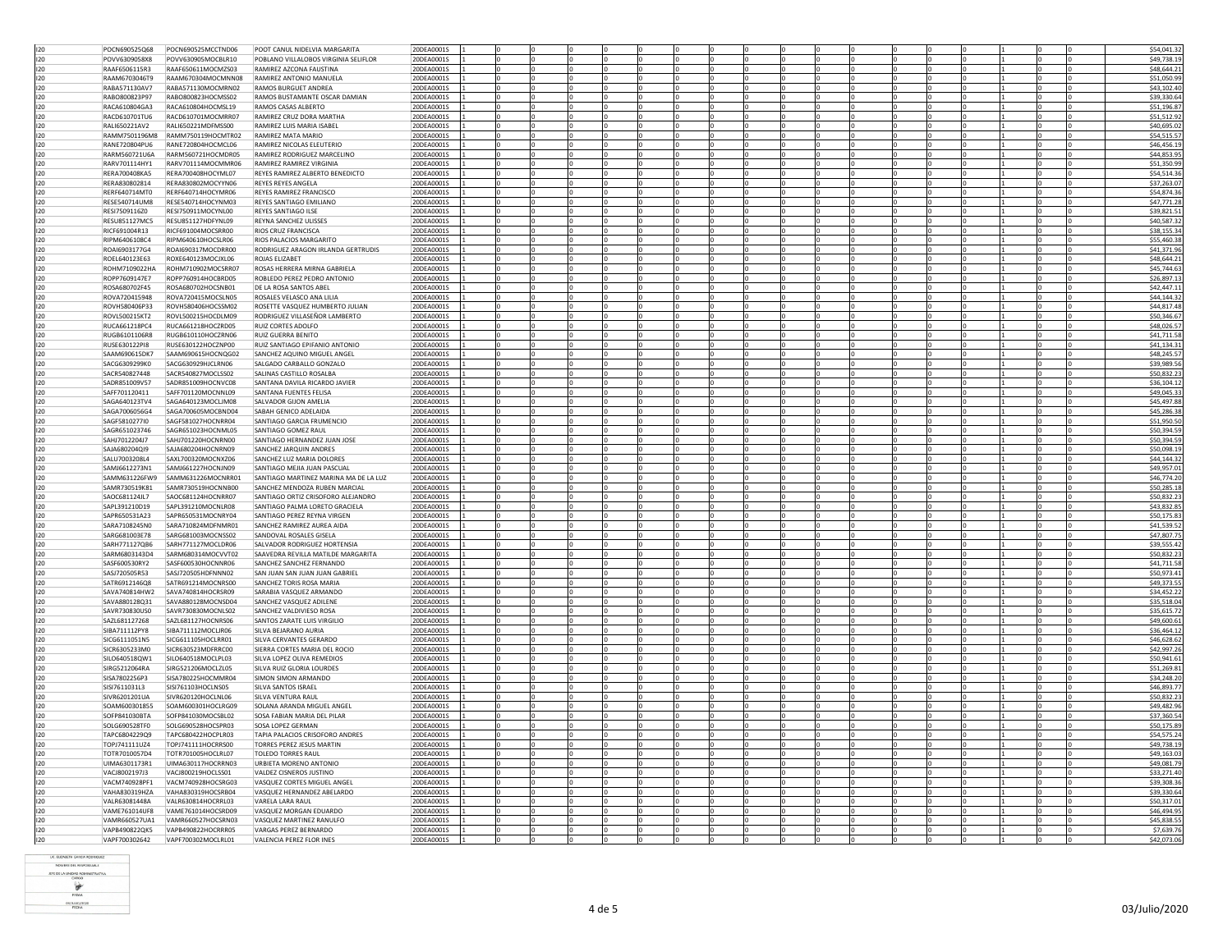| | | | | | | | | | | | | | | | | | | | | | | | | | |
|---|---|---|---|---|---|---|---|---|---|---|---|---|---|---|---|---|---|---|---|---|---|---|---|---|---|
| I20 | POCN690525Q68 | POCN690525MCCTND06 | POOT CANUL NIDELVIA MARGARITA | 20DEA0001S | 1 | 0 | 0 | 0 | 0 | 0 | 0 | 0 | 0 | 0 | 0 | 0 | 0 | 0 | 0 | 0 | 0 | 1 | 0 | 0 | $54,041.32 |
| I20 | POVV6309058X8 | POVV630905MOCBLR10 | POBLANO VILLALOBOS VIRGINIA SELIFLOR | 20DEA0001S | 1 | 0 | 0 | 0 | 0 | 0 | 0 | 0 | 0 | 0 | 0 | 0 | 0 | 0 | 0 | 0 | 0 | 1 | 0 | 0 | $49,738.19 |
| I20 | RAAF6506115R3 | RAAF650611MOCMZS03 | RAMIREZ AZCONA FAUSTINA | 20DEA0001S | 1 | 0 | 0 | 0 | 0 | 0 | 0 | 0 | 0 | 0 | 0 | 0 | 0 | 0 | 0 | 0 | 0 | 1 | 0 | 0 | $48,644.21 |
| I20 | RAAM6703046T9 | RAAM670304MOCMNN08 | RAMIREZ ANTONIO MANUELA | 20DEA0001S | 1 | 0 | 0 | 0 | 0 | 0 | 0 | 0 | 0 | 0 | 0 | 0 | 0 | 0 | 0 | 0 | 0 | 1 | 0 | 0 | $51,050.99 |
| I20 | RABA571130AV7 | RABA571130MOCMRN02 | RAMOS BURGUET ANDREA | 20DEA0001S | 1 | 0 | 0 | 0 | 0 | 0 | 0 | 0 | 0 | 0 | 0 | 0 | 0 | 0 | 0 | 0 | 0 | 1 | 0 | 0 | $43,102.40 |
| I20 | RABO800823P97 | RABO800823HOCMSS02 | RAMOS BUSTAMANTE OSCAR DAMIAN | 20DEA0001S | 1 | 0 | 0 | 0 | 0 | 0 | 0 | 0 | 0 | 0 | 0 | 0 | 0 | 0 | 0 | 0 | 0 | 1 | 0 | 0 | $39,330.64 |
| I20 | RACA610804GA3 | RACA610804HOCMSL19 | RAMOS CASAS ALBERTO | 20DEA0001S | 1 | 0 | 0 | 0 | 0 | 0 | 0 | 0 | 0 | 0 | 0 | 0 | 0 | 0 | 0 | 0 | 0 | 1 | 0 | 0 | $51,196.87 |
| I20 | RACD610701TU6 | RACD610701MOCMRR07 | RAMIREZ CRUZ DORA MARTHA | 20DEA0001S | 1 | 0 | 0 | 0 | 0 | 0 | 0 | 0 | 0 | 0 | 0 | 0 | 0 | 0 | 0 | 0 | 0 | 1 | 0 | 0 | $51,512.92 |
| I20 | RALI650221AV2 | RALI650221MDFMSS00 | RAMIREZ LUIS MARIA ISABEL | 20DEA0001S | 1 | 0 | 0 | 0 | 0 | 0 | 0 | 0 | 0 | 0 | 0 | 0 | 0 | 0 | 0 | 0 | 0 | 1 | 0 | 0 | $40,695.02 |
| I20 | RAMM7501196M8 | RAMM750119HOCMTR02 | RAMIREZ MATA MARIO | 20DEA0001S | 1 | 0 | 0 | 0 | 0 | 0 | 0 | 0 | 0 | 0 | 0 | 0 | 0 | 0 | 0 | 0 | 0 | 1 | 0 | 0 | $54,515.57 |
| I20 | RANE720804PU6 | RANE720804HOCMCL06 | RAMIREZ NICOLAS ELEUTERIO | 20DEA0001S | 1 | 0 | 0 | 0 | 0 | 0 | 0 | 0 | 0 | 0 | 0 | 0 | 0 | 0 | 0 | 0 | 0 | 1 | 0 | 0 | $46,456.19 |
| I20 | RARM560721U6A | RARM560721HOCMDR05 | RAMIREZ RODRIGUEZ MARCELINO | 20DEA0001S | 1 | 0 | 0 | 0 | 0 | 0 | 0 | 0 | 0 | 0 | 0 | 0 | 0 | 0 | 0 | 0 | 0 | 1 | 0 | 0 | $44,853.95 |
| I20 | RARV701114HY1 | RARV701114MOCMMR06 | RAMIREZ RAMIREZ VIRGINIA | 20DEA0001S | 1 | 0 | 0 | 0 | 0 | 0 | 0 | 0 | 0 | 0 | 0 | 0 | 0 | 0 | 0 | 0 | 0 | 1 | 0 | 0 | $51,350.99 |
| I20 | RERA700408KA5 | RERA700408HOCYML07 | REYES RAMIREZ ALBERTO BENEDICTO | 20DEA0001S | 1 | 0 | 0 | 0 | 0 | 0 | 0 | 0 | 0 | 0 | 0 | 0 | 0 | 0 | 0 | 0 | 0 | 1 | 0 | 0 | $54,514.36 |
| I20 | RERA830802814 | RERA830802MOCYYN06 | REYES REYES ANGELA | 20DEA0001S | 1 | 0 | 0 | 0 | 0 | 0 | 0 | 0 | 0 | 0 | 0 | 0 | 0 | 0 | 0 | 0 | 0 | 1 | 0 | 0 | $37,263.07 |
| I20 | RERF640714MT0 | RERF640714HOCYMR06 | REYES RAMIREZ FRANCISCO | 20DEA0001S | 1 | 0 | 0 | 0 | 0 | 0 | 0 | 0 | 0 | 0 | 0 | 0 | 0 | 0 | 0 | 0 | 0 | 1 | 0 | 0 | $54,874.36 |
| I20 | RESE540714UM8 | RESE540714HOCYNM03 | REYES SANTIAGO EMILIANO | 20DEA0001S | 1 | 0 | 0 | 0 | 0 | 0 | 0 | 0 | 0 | 0 | 0 | 0 | 0 | 0 | 0 | 0 | 0 | 1 | 0 | 0 | $47,771.28 |
| I20 | RESI7509116Z0 | RESI750911MOCYNL00 | REYES SANTIAGO ILSE | 20DEA0001S | 1 | 0 | 0 | 0 | 0 | 0 | 0 | 0 | 0 | 0 | 0 | 0 | 0 | 0 | 0 | 0 | 0 | 1 | 0 | 0 | $39,821.51 |
| I20 | RESU851127MC5 | RESU851127HDFYNL09 | REYNA SANCHEZ ULISSES | 20DEA0001S | 1 | 0 | 0 | 0 | 0 | 0 | 0 | 0 | 0 | 0 | 0 | 0 | 0 | 0 | 0 | 0 | 0 | 1 | 0 | 0 | $40,587.32 |
| I20 | RICF691004R13 | RICF691004MOCSRR00 | RIOS CRUZ FRANCISCA | 20DEA0001S | 1 | 0 | 0 | 0 | 0 | 0 | 0 | 0 | 0 | 0 | 0 | 0 | 0 | 0 | 0 | 0 | 0 | 1 | 0 | 0 | $38,155.34 |
| I20 | RIPM640610BC4 | RIPM640610HOCSLR06 | RIOS PALACIOS MARGARITO | 20DEA0001S | 1 | 0 | 0 | 0 | 0 | 0 | 0 | 0 | 0 | 0 | 0 | 0 | 0 | 0 | 0 | 0 | 0 | 1 | 0 | 0 | $55,460.38 |
| I20 | ROAI6903177G4 | ROAI690317MOCDRR00 | RODRIGUEZ ARAGON IRLANDA GERTRUDIS | 20DEA0001S | 1 | 0 | 0 | 0 | 0 | 0 | 0 | 0 | 0 | 0 | 0 | 0 | 0 | 0 | 0 | 0 | 0 | 1 | 0 | 0 | $41,371.96 |
| I20 | ROEL640123E63 | ROXE640123MOCJXL06 | ROJAS ELIZABET | 20DEA0001S | 1 | 0 | 0 | 0 | 0 | 0 | 0 | 0 | 0 | 0 | 0 | 0 | 0 | 0 | 0 | 0 | 0 | 1 | 0 | 0 | $48,644.21 |
| I20 | ROHM7109022HA | ROHM710902MOCSRR07 | ROSAS HERRERA MIRNA GABRIELA | 20DEA0001S | 1 | 0 | 0 | 0 | 0 | 0 | 0 | 0 | 0 | 0 | 0 | 0 | 0 | 0 | 0 | 0 | 0 | 1 | 0 | 0 | $45,744.63 |
| I20 | ROPP7609147E7 | ROPP760914HOCBRD05 | ROBLEDO PEREZ PEDRO ANTONIO | 20DEA0001S | 1 | 0 | 0 | 0 | 0 | 0 | 0 | 0 | 0 | 0 | 0 | 0 | 0 | 0 | 0 | 0 | 0 | 1 | 0 | 0 | $26,897.13 |
| I20 | ROSA680702F45 | ROSA680702HOCSNB01 | DE LA ROSA SANTOS ABEL | 20DEA0001S | 1 | 0 | 0 | 0 | 0 | 0 | 0 | 0 | 0 | 0 | 0 | 0 | 0 | 0 | 0 | 0 | 0 | 1 | 0 | 0 | $42,447.11 |
| I20 | ROVA720415948 | ROVA720415MOCSLN05 | ROSALES VELASCO ANA LILIA | 20DEA0001S | 1 | 0 | 0 | 0 | 0 | 0 | 0 | 0 | 0 | 0 | 0 | 0 | 0 | 0 | 0 | 0 | 0 | 1 | 0 | 0 | $44,144.32 |
| I20 | ROVH580406P33 | ROVH580406HOCSSM02 | ROSETTE VASQUEZ HUMBERTO JULIAN | 20DEA0001S | 1 | 0 | 0 | 0 | 0 | 0 | 0 | 0 | 0 | 0 | 0 | 0 | 0 | 0 | 0 | 0 | 0 | 1 | 0 | 0 | $44,817.48 |
| I20 | ROVL500215KT2 | ROVL500215HOCDLM09 | RODRIGUEZ VILLASEÑOR LAMBERTO | 20DEA0001S | 1 | 0 | 0 | 0 | 0 | 0 | 0 | 0 | 0 | 0 | 0 | 0 | 0 | 0 | 0 | 0 | 0 | 1 | 0 | 0 | $50,346.67 |
| I20 | RUCA661218PC4 | RUCA661218HOCZRD05 | RUIZ CORTES ADOLFO | 20DEA0001S | 1 | 0 | 0 | 0 | 0 | 0 | 0 | 0 | 0 | 0 | 0 | 0 | 0 | 0 | 0 | 0 | 0 | 1 | 0 | 0 | $48,026.57 |
| I20 | RUGB6101106R8 | RUGB610110HOCZRN06 | RUIZ GUERRA BENITO | 20DEA0001S | 1 | 0 | 0 | 0 | 0 | 0 | 0 | 0 | 0 | 0 | 0 | 0 | 0 | 0 | 0 | 0 | 0 | 1 | 0 | 0 | $41,711.58 |
| I20 | RUSE630122PI8 | RUSE630122HOCZNP00 | RUIZ SANTIAGO EPIFANIO ANTONIO | 20DEA0001S | 1 | 0 | 0 | 0 | 0 | 0 | 0 | 0 | 0 | 0 | 0 | 0 | 0 | 0 | 0 | 0 | 0 | 1 | 0 | 0 | $41,134.31 |
| I20 | SAAM690615DK7 | SAAM690615HOCNQG02 | SANCHEZ AQUINO MIGUEL ANGEL | 20DEA0001S | 1 | 0 | 0 | 0 | 0 | 0 | 0 | 0 | 0 | 0 | 0 | 0 | 0 | 0 | 0 | 0 | 0 | 1 | 0 | 0 | $48,245.57 |
| I20 | SACG6309299K0 | SACG630929HJCLRN06 | SALGADO CARBALLO GONZALO | 20DEA0001S | 1 | 0 | 0 | 0 | 0 | 0 | 0 | 0 | 0 | 0 | 0 | 0 | 0 | 0 | 0 | 0 | 0 | 1 | 0 | 0 | $39,989.56 |
| I20 | SACR540827448 | SACR540827MOCLSS02 | SALINAS CASTILLO ROSALBA | 20DEA0001S | 1 | 0 | 0 | 0 | 0 | 0 | 0 | 0 | 0 | 0 | 0 | 0 | 0 | 0 | 0 | 0 | 0 | 1 | 0 | 0 | $50,832.23 |
| I20 | SADR851009V57 | SADR851009HOCNVC08 | SANTANA DAVILA RICARDO JAVIER | 20DEA0001S | 1 | 0 | 0 | 0 | 0 | 0 | 0 | 0 | 0 | 0 | 0 | 0 | 0 | 0 | 0 | 0 | 0 | 1 | 0 | 0 | $36,104.12 |
| I20 | SAFF701120411 | SAFF701120MOCNNL09 | SANTANA FUENTES FELISA | 20DEA0001S | 1 | 0 | 0 | 0 | 0 | 0 | 0 | 0 | 0 | 0 | 0 | 0 | 0 | 0 | 0 | 0 | 0 | 1 | 0 | 0 | $49,045.33 |
| I20 | SAGA640123TV4 | SAGA640123MOCLJM08 | SALVADOR GIJON AMELIA | 20DEA0001S | 1 | 0 | 0 | 0 | 0 | 0 | 0 | 0 | 0 | 0 | 0 | 0 | 0 | 0 | 0 | 0 | 0 | 1 | 0 | 0 | $45,497.88 |
| I20 | SAGA7006056G4 | SAGA700605MOCBND04 | SABAH GENICO ADELAIDA | 20DEA0001S | 1 | 0 | 0 | 0 | 0 | 0 | 0 | 0 | 0 | 0 | 0 | 0 | 0 | 0 | 0 | 0 | 0 | 1 | 0 | 0 | $45,286.38 |
| I20 | SAGF5810277I0 | SAGF581027HOCNRR04 | SANTIAGO GARCIA FRUMENCIO | 20DEA0001S | 1 | 0 | 0 | 0 | 0 | 0 | 0 | 0 | 0 | 0 | 0 | 0 | 0 | 0 | 0 | 0 | 0 | 1 | 0 | 0 | $51,950.50 |
| I20 | SAGR651023746 | SAGR651023HOCNML05 | SANTIAGO GOMEZ RAUL | 20DEA0001S | 1 | 0 | 0 | 0 | 0 | 0 | 0 | 0 | 0 | 0 | 0 | 0 | 0 | 0 | 0 | 0 | 0 | 1 | 0 | 0 | $50,394.59 |
| I20 | SAHJ7012204J7 | SAHJ701220HOCNRN00 | SANTIAGO HERNANDEZ JUAN JOSE | 20DEA0001S | 1 | 0 | 0 | 0 | 0 | 0 | 0 | 0 | 0 | 0 | 0 | 0 | 0 | 0 | 0 | 0 | 0 | 1 | 0 | 0 | $50,394.59 |
| I20 | SAJA680204QI9 | SAJA680204HOCNRN09 | SANCHEZ JARQUIN ANDRES | 20DEA0001S | 1 | 0 | 0 | 0 | 0 | 0 | 0 | 0 | 0 | 0 | 0 | 0 | 0 | 0 | 0 | 0 | 0 | 1 | 0 | 0 | $50,098.19 |
| I20 | SALU7003208L4 | SAXL700320MOCNXZ06 | SANCHEZ LUZ MARIA DOLORES | 20DEA0001S | 1 | 0 | 0 | 0 | 0 | 0 | 0 | 0 | 0 | 0 | 0 | 0 | 0 | 0 | 0 | 0 | 0 | 1 | 0 | 0 | $44,144.32 |
| I20 | SAMJ661227 3N1 | SAMJ661227HOCNJN09 | SANTIAGO MEJIA JUAN PASCUAL | 20DEA0001S | 1 | 0 | 0 | 0 | 0 | 0 | 0 | 0 | 0 | 0 | 0 | 0 | 0 | 0 | 0 | 0 | 0 | 1 | 0 | 0 | $49,957.01 |
| I20 | SAMM631226FW9 | SAMM631226MOCNRR01 | SANTIAGO MARTINEZ MARINA MA DE LA LUZ | 20DEA0001S | 1 | 0 | 0 | 0 | 0 | 0 | 0 | 0 | 0 | 0 | 0 | 0 | 0 | 0 | 0 | 0 | 0 | 1 | 0 | 0 | $46,774.20 |
| I20 | SAMR730519K81 | SAMR730519HOCNNB00 | SANCHEZ MENDOZA RUBEN MARCIAL | 20DEA0001S | 1 | 0 | 0 | 0 | 0 | 0 | 0 | 0 | 0 | 0 | 0 | 0 | 0 | 0 | 0 | 0 | 0 | 1 | 0 | 0 | $50,285.18 |
| I20 | SAOC681124JL7 | SAOC681124HOCNRR07 | SANTIAGO ORTIZ CRISOFORO ALEJANDRO | 20DEA0001S | 1 | 0 | 0 | 0 | 0 | 0 | 0 | 0 | 0 | 0 | 0 | 0 | 0 | 0 | 0 | 0 | 0 | 1 | 0 | 0 | $50,832.23 |
| I20 | SAPL391210D19 | SAPL391210MOCNLR08 | SANTIAGO PALMA LORETO GRACIELA | 20DEA0001S | 1 | 0 | 0 | 0 | 0 | 0 | 0 | 0 | 0 | 0 | 0 | 0 | 0 | 0 | 0 | 0 | 0 | 1 | 0 | 0 | $43,832.85 |
| I20 | SAPR650531A23 | SAPR650531MOCNRY04 | SANTIAGO PEREZ REYNA VIRGEN | 20DEA0001S | 1 | 0 | 0 | 0 | 0 | 0 | 0 | 0 | 0 | 0 | 0 | 0 | 0 | 0 | 0 | 0 | 0 | 1 | 0 | 0 | $50,175.83 |
| I20 | SARA7108245N0 | SARA710824MDFNMR01 | SANCHEZ RAMIREZ AUREA AIDA | 20DEA0001S | 1 | 0 | 0 | 0 | 0 | 0 | 0 | 0 | 0 | 0 | 0 | 0 | 0 | 0 | 0 | 0 | 0 | 1 | 0 | 0 | $41,539.52 |
| I20 | SARG681003E78 | SARG681003MOCNSS02 | SANDOVAL ROSALES GISELA | 20DEA0001S | 1 | 0 | 0 | 0 | 0 | 0 | 0 | 0 | 0 | 0 | 0 | 0 | 0 | 0 | 0 | 0 | 0 | 1 | 0 | 0 | $47,807.75 |
| I20 | SARH771127QB6 | SARH771127MOCLDR06 | SALVADOR RODRIGUEZ HORTENSIA | 20DEA0001S | 1 | 0 | 0 | 0 | 0 | 0 | 0 | 0 | 0 | 0 | 0 | 0 | 0 | 0 | 0 | 0 | 0 | 1 | 0 | 0 | $39,555.42 |
| I20 | SARM6803143D4 | SARM680314MOCVVT02 | SAAVEDRA REVILLA MATILDE MARGARITA | 20DEA0001S | 1 | 0 | 0 | 0 | 0 | 0 | 0 | 0 | 0 | 0 | 0 | 0 | 0 | 0 | 0 | 0 | 0 | 1 | 0 | 0 | $50,832.23 |
| I20 | SASF600530RY2 | SASF600530HOCNNR06 | SANCHEZ SANCHEZ FERNANDO | 20DEA0001S | 1 | 0 | 0 | 0 | 0 | 0 | 0 | 0 | 0 | 0 | 0 | 0 | 0 | 0 | 0 | 0 | 0 | 1 | 0 | 0 | $41,711.58 |
| I20 | SASJ720505R53 | SASJ720505HDFNNN02 | SAN JUAN SAN JUAN JUAN GABRIEL | 20DEA0001S | 1 | 0 | 0 | 0 | 0 | 0 | 0 | 0 | 0 | 0 | 0 | 0 | 0 | 0 | 0 | 0 | 0 | 1 | 0 | 0 | $50,973.41 |
| I20 | SATR6912146Q8 | SATR691214MOCNRS00 | SANCHEZ TORIS ROSA MARIA | 20DEA0001S | 1 | 0 | 0 | 0 | 0 | 0 | 0 | 0 | 0 | 0 | 0 | 0 | 0 | 0 | 0 | 0 | 0 | 1 | 0 | 0 | $49,373.55 |
| I20 | SAVA740814HW2 | SAVA740814HOCRSR09 | SARABIA VASQUEZ ARMANDO | 20DEA0001S | 1 | 0 | 0 | 0 | 0 | 0 | 0 | 0 | 0 | 0 | 0 | 0 | 0 | 0 | 0 | 0 | 0 | 1 | 0 | 0 | $34,452.22 |
| I20 | SAVA880128Q31 | SAVA880128MOCNSD04 | SANCHEZ VASQUEZ ADILENE | 20DEA0001S | 1 | 0 | 0 | 0 | 0 | 0 | 0 | 0 | 0 | 0 | 0 | 0 | 0 | 0 | 0 | 0 | 0 | 1 | 0 | 0 | $35,518.04 |
| I20 | SAVR730830US0 | SAVR730830MOCNLS02 | SANCHEZ VALDIVIESO ROSA | 20DEA0001S | 1 | 0 | 0 | 0 | 0 | 0 | 0 | 0 | 0 | 0 | 0 | 0 | 0 | 0 | 0 | 0 | 0 | 1 | 0 | 0 | $35,615.72 |
| I20 | SAZL681127268 | SAZL681127HOCNRS06 | SANTOS ZARATE LUIS VIRGILIO | 20DEA0001S | 1 | 0 | 0 | 0 | 0 | 0 | 0 | 0 | 0 | 0 | 0 | 0 | 0 | 0 | 0 | 0 | 0 | 1 | 0 | 0 | $49,600.61 |
| I20 | SIBA711112PY8 | SIBA711112MOCLJR06 | SILVA BEJARANO AURIA | 20DEA0001S | 1 | 0 | 0 | 0 | 0 | 0 | 0 | 0 | 0 | 0 | 0 | 0 | 0 | 0 | 0 | 0 | 0 | 1 | 0 | 0 | $36,464.12 |
| I20 | SICG6111051N5 | SICG611105HOCLRR01 | SILVA CERVANTES GERARDO | 20DEA0001S | 1 | 0 | 0 | 0 | 0 | 0 | 0 | 0 | 0 | 0 | 0 | 0 | 0 | 0 | 0 | 0 | 0 | 1 | 0 | 0 | $46,628.62 |
| I20 | SICR6305233M0 | SICR630523MDFRRC00 | SIERRA CORTES MARIA DEL ROCIO | 20DEA0001S | 1 | 0 | 0 | 0 | 0 | 0 | 0 | 0 | 0 | 0 | 0 | 0 | 0 | 0 | 0 | 0 | 0 | 1 | 0 | 0 | $42,997.26 |
| I20 | SILO640518QW1 | SILO640518MOCLPL03 | SILVA LOPEZ OLIVA REMEDIOS | 20DEA0001S | 1 | 0 | 0 | 0 | 0 | 0 | 0 | 0 | 0 | 0 | 0 | 0 | 0 | 0 | 0 | 0 | 0 | 1 | 0 | 0 | $50,941.61 |
| I20 | SIRG5212064RA | SIRG521206MOCLZL05 | SILVA RUIZ GLORIA LOURDES | 20DEA0001S | 1 | 0 | 0 | 0 | 0 | 0 | 0 | 0 | 0 | 0 | 0 | 0 | 0 | 0 | 0 | 0 | 0 | 1 | 0 | 0 | $51,269.81 |
| I20 | SISA7802256P3 | SISA780225HOCMMR04 | SIMON SIMON ARMANDO | 20DEA0001S | 1 | 0 | 0 | 0 | 0 | 0 | 0 | 0 | 0 | 0 | 0 | 0 | 0 | 0 | 0 | 0 | 0 | 1 | 0 | 0 | $34,248.20 |
| I20 | SISI7611031L3 | SISI761103HOCLNS05 | SILVA SANTOS ISRAEL | 20DEA0001S | 1 | 0 | 0 | 0 | 0 | 0 | 0 | 0 | 0 | 0 | 0 | 0 | 0 | 0 | 0 | 0 | 0 | 1 | 0 | 0 | $46,893.77 |
| I20 | SIVR6201201UA | SIVR620120HOCLNL06 | SILVA VENTURA RAUL | 20DEA0001S | 1 | 0 | 0 | 0 | 0 | 0 | 0 | 0 | 0 | 0 | 0 | 0 | 0 | 0 | 0 | 0 | 0 | 1 | 0 | 0 | $50,832.23 |
| I20 | SOAM600301855 | SOAM600301HOCLRG09 | SOLANA ARANDA MIGUEL ANGEL | 20DEA0001S | 1 | 0 | 0 | 0 | 0 | 0 | 0 | 0 | 0 | 0 | 0 | 0 | 0 | 0 | 0 | 0 | 0 | 1 | 0 | 0 | $49,482.96 |
| I20 | SOFP841030BTA | SOFP841030MOCSBL02 | SOSA FABIAN MARIA DEL PILAR | 20DEA0001S | 1 | 0 | 0 | 0 | 0 | 0 | 0 | 0 | 0 | 0 | 0 | 0 | 0 | 0 | 0 | 0 | 0 | 1 | 0 | 0 | $37,360.54 |
| I20 | SOLG690528TF0 | SOLG690528HOCSPR03 | SOSA LOPEZ GERMAN | 20DEA0001S | 1 | 0 | 0 | 0 | 0 | 0 | 0 | 0 | 0 | 0 | 0 | 0 | 0 | 0 | 0 | 0 | 0 | 1 | 0 | 0 | $50,175.89 |
| I20 | TAPC6804229Q9 | TAPC680422HOCPLR03 | TAPIA PALACIOS CRISOFORO ANDRES | 20DEA0001S | 1 | 0 | 0 | 0 | 0 | 0 | 0 | 0 | 0 | 0 | 0 | 0 | 0 | 0 | 0 | 0 | 0 | 1 | 0 | 0 | $54,575.24 |
| I20 | TOPJ741111UZ4 | TOPJ741111HOCRRS00 | TORRES PEREZ JESUS MARTIN | 20DEA0001S | 1 | 0 | 0 | 0 | 0 | 0 | 0 | 0 | 0 | 0 | 0 | 0 | 0 | 0 | 0 | 0 | 0 | 1 | 0 | 0 | $49,738.19 |
| I20 | TOTR7010057D4 | TOTR701005HOCLRL07 | TOLEDO TORRES RAUL | 20DEA0001S | 1 | 0 | 0 | 0 | 0 | 0 | 0 | 0 | 0 | 0 | 0 | 0 | 0 | 0 | 0 | 0 | 0 | 1 | 0 | 0 | $49,163.03 |
| I20 | UIMA6301173R1 | UIMA630117HOCRRN03 | URBIETA MORENO ANTONIO | 20DEA0001S | 1 | 0 | 0 | 0 | 0 | 0 | 0 | 0 | 0 | 0 | 0 | 0 | 0 | 0 | 0 | 0 | 0 | 1 | 0 | 0 | $49,081.79 |
| I20 | VACJ8002197J3 | VACJ800219HOCLSS01 | VALDEZ CISNEROS JUSTINO | 20DEA0001S | 1 | 0 | 0 | 0 | 0 | 0 | 0 | 0 | 0 | 0 | 0 | 0 | 0 | 0 | 0 | 0 | 0 | 1 | 0 | 0 | $33,271.40 |
| I20 | VACM740928PF1 | VACM740928HOCSRG03 | VASQUEZ CORTES MIGUEL ANGEL | 20DEA0001S | 1 | 0 | 0 | 0 | 0 | 0 | 0 | 0 | 0 | 0 | 0 | 0 | 0 | 0 | 0 | 0 | 0 | 1 | 0 | 0 | $39,308.36 |
| I20 | VAHA830319HZA | VAHA830319HOCSRB04 | VASQUEZ HERNANDEZ ABELARDO | 20DEA0001S | 1 | 0 | 0 | 0 | 0 | 0 | 0 | 0 | 0 | 0 | 0 | 0 | 0 | 0 | 0 | 0 | 0 | 1 | 0 | 0 | $39,330.64 |
| I20 | VALR63081448A | VALR630814HOCRRL03 | VARELA LARA RAUL | 20DEA0001S | 1 | 0 | 0 | 0 | 0 | 0 | 0 | 0 | 0 | 0 | 0 | 0 | 0 | 0 | 0 | 0 | 0 | 1 | 0 | 0 | $50,317.01 |
| I20 | VAME761014UF8 | VAME761014HOCSRD09 | VASQUEZ MORGAN EDUARDO | 20DEA0001S | 1 | 0 | 0 | 0 | 0 | 0 | 0 | 0 | 0 | 0 | 0 | 0 | 0 | 0 | 0 | 0 | 0 | 1 | 0 | 0 | $46,494.95 |
| I20 | VAMR660527UA1 | VAMR660527HOCSRN03 | VASQUEZ MARTINEZ RANULFO | 20DEA0001S | 1 | 0 | 0 | 0 | 0 | 0 | 0 | 0 | 0 | 0 | 0 | 0 | 0 | 0 | 0 | 0 | 0 | 1 | 0 | 0 | $45,838.55 |
| I20 | VAPB490822QK5 | VAPB490822HOCRRR05 | VARGAS PEREZ BERNARDO | 20DEA0001S | 1 | 0 | 0 | 0 | 0 | 0 | 0 | 0 | 0 | 0 | 0 | 0 | 0 | 0 | 0 | 0 | 0 | 1 | 0 | 0 | $7,639.76 |
| I20 | VAPF700302642 | VAPF700302MOCLRL01 | VALENCIA PEREZ FLOR INES | 20DEA0001S | 1 | 0 | 0 | 0 | 0 | 0 | 0 | 0 | 0 | 0 | 0 | 0 | 0 | 0 | 0 | 0 | 0 | 1 | 0 | 0 | $42,073.06 |

LIC. ELIZABETH GAYOSA RODRIGUEZ

NOMBRE DEL RESPONSABLE

JEFE DE LA UNIDAD ADMINISTRATIVA

CARGO

FIRMA

03/JULIO/2020

FECHA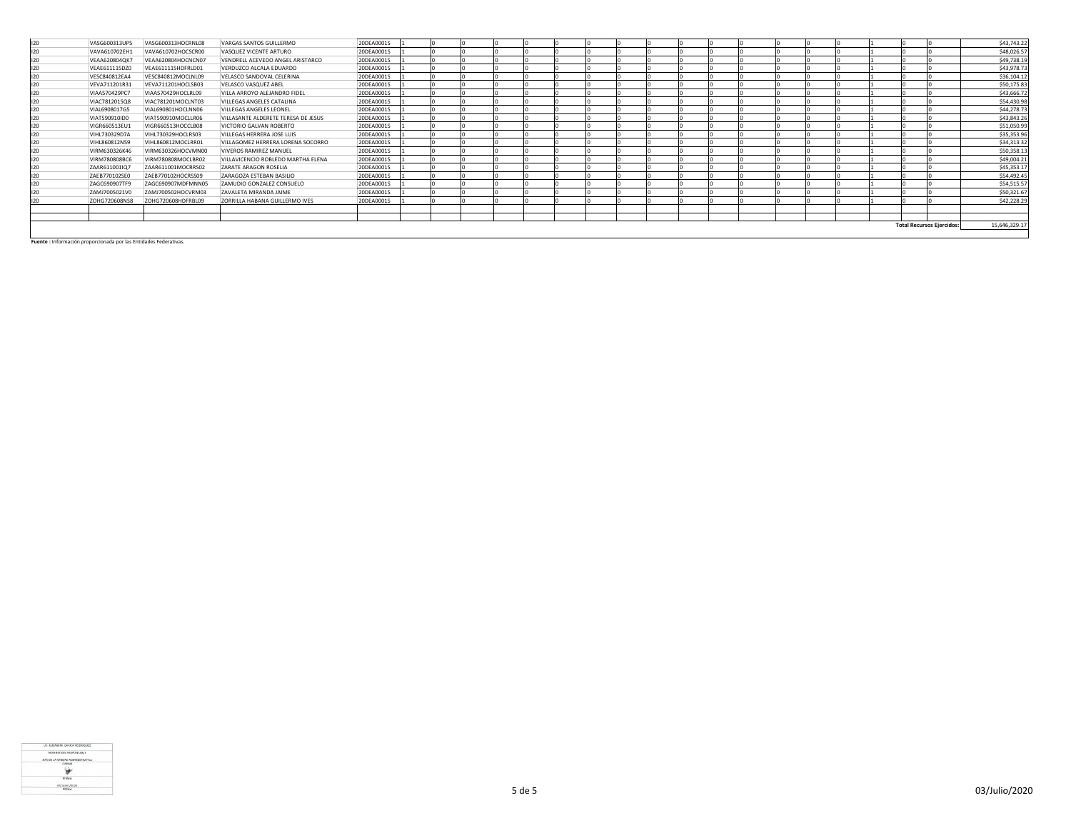| | | | | | | | | | | | | | | | | | | | | | | | | |
|---|---|---|---|---|---|---|---|---|---|---|---|---|---|---|---|---|---|---|---|---|---|---|---|---|
| I20 | VASG600313UP5 | VASG600313HOCRNL08 | VARGAS SANTOS GUILLERMO | 20DEA0001S | 1 | 0 | 0 | 0 | 0 | 0 | 0 | 0 | 0 | 0 | 0 | 0 | 0 | 0 | 0 | 0 | 1 | 0 | 0 | $43,743.22 |
| I20 | VAVA610702EH1 | VAVA610702HOCSCR00 | VASQUEZ VICENTE ARTURO | 20DEA0001S | 1 | 0 | 0 | 0 | 0 | 0 | 0 | 0 | 0 | 0 | 0 | 0 | 0 | 0 | 0 | 0 | 1 | 0 | 0 | $48,026.57 |
| I20 | VEAA620804QK7 | VEAA620804HOCNCN07 | VENDRELL ACEVEDO ANGEL ARISTARCO | 20DEA0001S | 1 | 0 | 0 | 0 | 0 | 0 | 0 | 0 | 0 | 0 | 0 | 0 | 0 | 0 | 0 | 0 | 1 | 0 | 0 | $49,738.19 |
| I20 | VEAE611115DZ0 | VEAE611115HDFRLD01 | VERDUZCO ALCALA EDUARDO | 20DEA0001S | 1 | 0 | 0 | 0 | 0 | 0 | 0 | 0 | 0 | 0 | 0 | 0 | 0 | 0 | 0 | 0 | 1 | 0 | 0 | $43,978.73 |
| I20 | VESC840812EA4 | VESC840812MOCLNL09 | VELASCO SANDOVAL CELERINA | 20DEA0001S | 1 | 0 | 0 | 0 | 0 | 0 | 0 | 0 | 0 | 0 | 0 | 0 | 0 | 0 | 0 | 0 | 1 | 0 | 0 | $36,104.12 |
| I20 | VEVA711201R31 | VEVA711201HOCLSB03 | VELASCO VASQUEZ ABEL | 20DEA0001S | 1 | 0 | 0 | 0 | 0 | 0 | 0 | 0 | 0 | 0 | 0 | 0 | 0 | 0 | 0 | 0 | 1 | 0 | 0 | $50,175.83 |
| I20 | VIAA570429PC7 | VIAA570429HOCLRL09 | VILLA ARROYO ALEJANDRO FIDEL | 20DEA0001S | 1 | 0 | 0 | 0 | 0 | 0 | 0 | 0 | 0 | 0 | 0 | 0 | 0 | 0 | 0 | 0 | 1 | 0 | 0 | $43,666.72 |
| I20 | VIAC781201SQ8 | VIAC781201MOCLNT03 | VILLEGAS ANGELES CATALINA | 20DEA0001S | 1 | 0 | 0 | 0 | 0 | 0 | 0 | 0 | 0 | 0 | 0 | 0 | 0 | 0 | 0 | 0 | 1 | 0 | 0 | $54,430.98 |
| I20 | VIAL6908017G5 | VIAL690801HOCLNN06 | VILLEGAS ANGELES LEONEL | 20DEA0001S | 1 | 0 | 0 | 0 | 0 | 0 | 0 | 0 | 0 | 0 | 0 | 0 | 0 | 0 | 0 | 0 | 1 | 0 | 0 | $44,278.73 |
| I20 | VIAT590910ID0 | VIAT590910MOCLLR06 | VILLASANTE ALDERETE TERESA DE JESUS | 20DEA0001S | 1 | 0 | 0 | 0 | 0 | 0 | 0 | 0 | 0 | 0 | 0 | 0 | 0 | 0 | 0 | 0 | 1 | 0 | 0 | $43,843.26 |
| I20 | VIGR660513EU1 | VIGR660513HOCCLB08 | VICTORIO GALVAN ROBERTO | 20DEA0001S | 1 | 0 | 0 | 0 | 0 | 0 | 0 | 0 | 0 | 0 | 0 | 0 | 0 | 0 | 0 | 0 | 1 | 0 | 0 | $51,050.99 |
| I20 | VIHL730329D7A | VIHL730329HOCLRS03 | VILLEGAS HERRERA JOSE LUIS | 20DEA0001S | 1 | 0 | 0 | 0 | 0 | 0 | 0 | 0 | 0 | 0 | 0 | 0 | 0 | 0 | 0 | 0 | 1 | 0 | 0 | $35,353.96 |
| I20 | VIHL860812NS9 | VIHL860812MOCLRR01 | VILLAGOMEZ HERRERA LORENA SOCORRO | 20DEA0001S | 1 | 0 | 0 | 0 | 0 | 0 | 0 | 0 | 0 | 0 | 0 | 0 | 0 | 0 | 0 | 0 | 1 | 0 | 0 | $34,313.32 |
| I20 | VIRM630326K46 | VIRM630326HOCVMN00 | VIVEROS RAMIREZ MANUEL | 20DEA0001S | 1 | 0 | 0 | 0 | 0 | 0 | 0 | 0 | 0 | 0 | 0 | 0 | 0 | 0 | 0 | 0 | 1 | 0 | 0 | $50,358.13 |
| I20 | VIRM780808BC6 | VIRM780808MOCLBR02 | VILLAVICENCIO ROBLEDO MARTHA ELENA | 20DEA0001S | 1 | 0 | 0 | 0 | 0 | 0 | 0 | 0 | 0 | 0 | 0 | 0 | 0 | 0 | 0 | 0 | 1 | 0 | 0 | $49,004.21 |
| I20 | ZAAR611001IQ7 | ZAAR611001MOCRRS02 | ZARATE ARAGON ROSELIA | 20DEA0001S | 1 | 0 | 0 | 0 | 0 | 0 | 0 | 0 | 0 | 0 | 0 | 0 | 0 | 0 | 0 | 0 | 1 | 0 | 0 | $45,353.17 |
| I20 | ZAEB770102SE0 | ZAEB770102HOCRSS09 | ZARAGOZA ESTEBAN BASILIO | 20DEA0001S | 1 | 0 | 0 | 0 | 0 | 0 | 0 | 0 | 0 | 0 | 0 | 0 | 0 | 0 | 0 | 0 | 1 | 0 | 0 | $54,492.45 |
| I20 | ZAGC690907TF9 | ZAGC690907MDFMNN05 | ZAMUDIO GONZALEZ CONSUELO | 20DEA0001S | 1 | 0 | 0 | 0 | 0 | 0 | 0 | 0 | 0 | 0 | 0 | 0 | 0 | 0 | 0 | 0 | 1 | 0 | 0 | $54,515.57 |
| I20 | ZAMJ7005021V0 | ZAMJ700502HOCVRM03 | ZAVALETA MIRANDA JAIME | 20DEA0001S | 1 | 0 | 0 | 0 | 0 | 0 | 0 | 0 | 0 | 0 | 0 | 0 | 0 | 0 | 0 | 0 | 1 | 0 | 0 | $50,321.67 |
| I20 | ZOHG720608NS8 | ZOHG720608HDFRBL09 | ZORRILLA HABANA GUILLERMO IVES | 20DEA0001S | 1 | 0 | 0 | 0 | 0 | 0 | 0 | 0 | 0 | 0 | 0 | 0 | 0 | 0 | 0 | 0 | 1 | 0 | 0 | $42,228.29 |
| | | | | | | | | | | | | | | | | | | | | | | | **Total Recursos Ejercidos:** | 15,646,329.17 |

**Fuente :** Información proporcionada por las Entidades Federativas.

LIC. ELIZABETH GARCIA RODRIGUEZ
NOMBRE DEL RESPONSABLE
JEFE DE LA UNIDAD ADMINISTRATIVA
CARGO
FIRMA
03/JULIO/2020
FECHA

03/Julio/2020